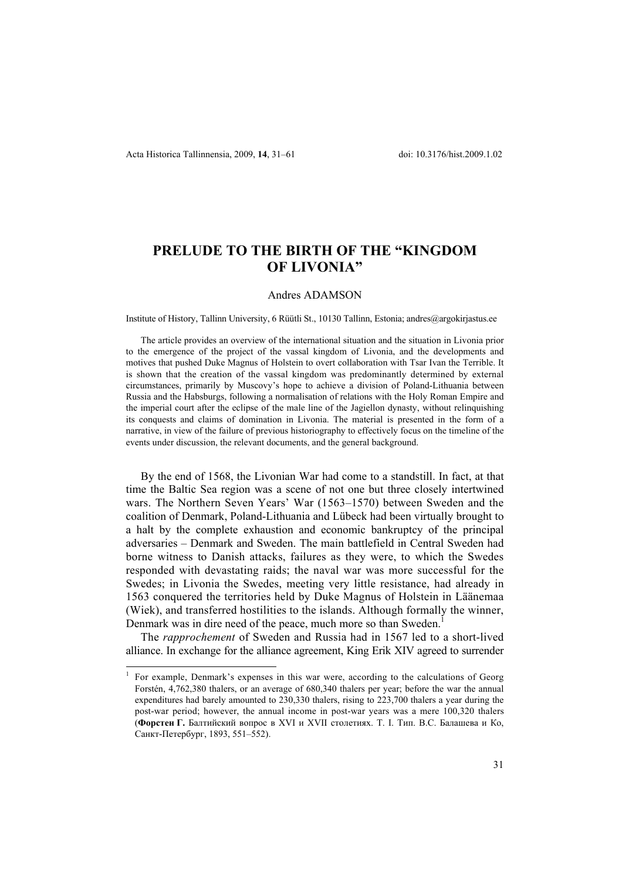# PRELUDE TO THE BIRTH OF THE "KINGDOM OF LIVONIA"

Andres ADAMSON

Institute of History, Tallinn University, 6 Rüütli St., 10130 Tallinn, Estonia; andres@argokirjastus.ee

The article provides an overview of the international situation and the situation in Livonia prior to the emergence of the project of the vassal kingdom of Livonia, and the developments and motives that pushed Duke Magnus of Holstein to overt collaboration with Tsar Ivan the Terrible. It is shown that the creation of the vassal kingdom was predominantly determined by external circumstances, primarily by Muscovy's hope to achieve a division of Poland-Lithuania between Russia and the Habsburgs, following a normalisation of relations with the Holy Roman Empire and the imperial court after the eclipse of the male line of the Jagiellon dynasty, without relinquishing its conquests and claims of domination in Livonia. The material is presented in the form of a narrative, in view of the failure of previous historiography to effectively focus on the timeline of the events under discussion, the relevant documents, and the general background.

By the end of 1568, the Livonian War had come to a standstill. In fact, at that time the Baltic Sea region was a scene of not one but three closely intertwined wars. The Northern Seven Years' War (1563–1570) between Sweden and the coalition of Denmark, Poland-Lithuania and Lübeck had been virtually brought to a halt by the complete exhaustion and economic bankruptcy of the principal adversaries – Denmark and Sweden. The main battlefield in Central Sweden had borne witness to Danish attacks, failures as they were, to which the Swedes responded with devastating raids; the naval war was more successful for the Swedes; in Livonia the Swedes, meeting very little resistance, had already in 1563 conquered the territories held by Duke Magnus of Holstein in Läänemaa (Wiek), and transferred hostilities to the islands. Although formally the winner, Denmark was in dire need of the peace, much more so than Sweden.[1]

The *rapprochement* of Sweden and Russia had in 1567 led to a short-lived alliance. In exchange for the alliance agreement, King Erik XIV agreed to surrender

[1] For example, Denmark's expenses in this war were, according to the calculations of Georg Forstén, 4,762,380 thalers, or an average of 680,340 thalers per year; before the war the annual expenditures had barely amounted to 230,330 thalers, rising to 223,700 thalers a year during the post-war period; however, the annual income in post-war years was a mere 100,320 thalers (**Форстен Г.** Балтийский вопрос в XVI и XVII столетиях. Т. I. Тип. В.С. Балашева и Ко, Санкт-Петербург, 1893, 551–552).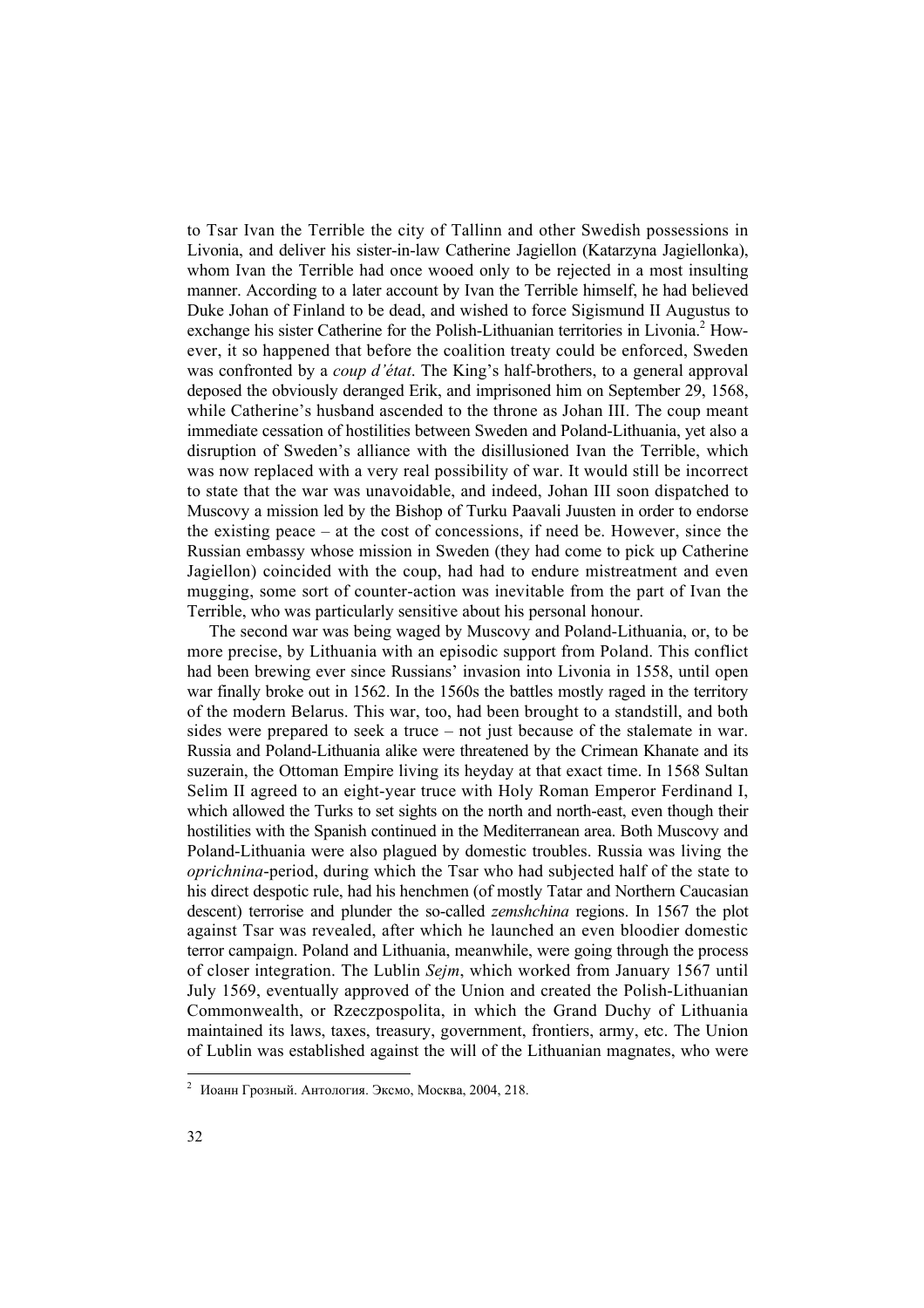to Tsar Ivan the Terrible the city of Tallinn and other Swedish possessions in Livonia, and deliver his sister-in-law Catherine Jagiellon (Katarzyna Jagiellonka), whom Ivan the Terrible had once wooed only to be rejected in a most insulting manner. According to a later account by Ivan the Terrible himself, he had believed Duke Johan of Finland to be dead, and wished to force Sigismund II Augustus to exchange his sister Catherine for the Polish-Lithuanian territories in Livonia.[2] However, it so happened that before the coalition treaty could be enforced, Sweden was confronted by a *coup d'état*. The King's half-brothers, to a general approval deposed the obviously deranged Erik, and imprisoned him on September 29, 1568, while Catherine's husband ascended to the throne as Johan III. The coup meant immediate cessation of hostilities between Sweden and Poland-Lithuania, yet also a disruption of Sweden's alliance with the disillusioned Ivan the Terrible, which was now replaced with a very real possibility of war. It would still be incorrect to state that the war was unavoidable, and indeed, Johan III soon dispatched to Muscovy a mission led by the Bishop of Turku Paavali Juusten in order to endorse the existing peace – at the cost of concessions, if need be. However, since the Russian embassy whose mission in Sweden (they had come to pick up Catherine Jagiellon) coincided with the coup, had had to endure mistreatment and even mugging, some sort of counter-action was inevitable from the part of Ivan the Terrible, who was particularly sensitive about his personal honour.

The second war was being waged by Muscovy and Poland-Lithuania, or, to be more precise, by Lithuania with an episodic support from Poland. This conflict had been brewing ever since Russians' invasion into Livonia in 1558, until open war finally broke out in 1562. In the 1560s the battles mostly raged in the territory of the modern Belarus. This war, too, had been brought to a standstill, and both sides were prepared to seek a truce – not just because of the stalemate in war. Russia and Poland-Lithuania alike were threatened by the Crimean Khanate and its suzerain, the Ottoman Empire living its heyday at that exact time. In 1568 Sultan Selim II agreed to an eight-year truce with Holy Roman Emperor Ferdinand I, which allowed the Turks to set sights on the north and north-east, even though their hostilities with the Spanish continued in the Mediterranean area. Both Muscovy and Poland-Lithuania were also plagued by domestic troubles. Russia was living the *oprichnina*-period, during which the Tsar who had subjected half of the state to his direct despotic rule, had his henchmen (of mostly Tatar and Northern Caucasian descent) terrorise and plunder the so-called *zemshchina* regions. In 1567 the plot against Tsar was revealed, after which he launched an even bloodier domestic terror campaign. Poland and Lithuania, meanwhile, were going through the process of closer integration. The Lublin *Sejm*, which worked from January 1567 until July 1569, eventually approved of the Union and created the Polish-Lithuanian Commonwealth, or Rzeczpospolita, in which the Grand Duchy of Lithuania maintained its laws, taxes, treasury, government, frontiers, army, etc. The Union of Lublin was established against the will of the Lithuanian magnates, who were

[2] Иоанн Грозный. Антология. Эксмо, Москва, 2004, 218.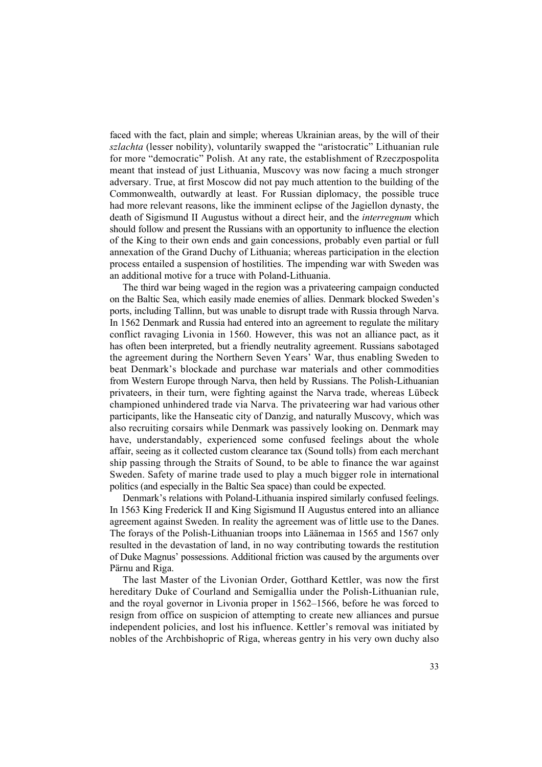faced with the fact, plain and simple; whereas Ukrainian areas, by the will of their *szlachta* (lesser nobility), voluntarily swapped the "aristocratic" Lithuanian rule for more "democratic" Polish. At any rate, the establishment of Rzeczpospolita meant that instead of just Lithuania, Muscovy was now facing a much stronger adversary. True, at first Moscow did not pay much attention to the building of the Commonwealth, outwardly at least. For Russian diplomacy, the possible truce had more relevant reasons, like the imminent eclipse of the Jagiellon dynasty, the death of Sigismund II Augustus without a direct heir, and the *interregnum* which should follow and present the Russians with an opportunity to influence the election of the King to their own ends and gain concessions, probably even partial or full annexation of the Grand Duchy of Lithuania; whereas participation in the election process entailed a suspension of hostilities. The impending war with Sweden was an additional motive for a truce with Poland-Lithuania.

The third war being waged in the region was a privateering campaign conducted on the Baltic Sea, which easily made enemies of allies. Denmark blocked Sweden's ports, including Tallinn, but was unable to disrupt trade with Russia through Narva. In 1562 Denmark and Russia had entered into an agreement to regulate the military conflict ravaging Livonia in 1560. However, this was not an alliance pact, as it has often been interpreted, but a friendly neutrality agreement. Russians sabotaged the agreement during the Northern Seven Years' War, thus enabling Sweden to beat Denmark's blockade and purchase war materials and other commodities from Western Europe through Narva, then held by Russians. The Polish-Lithuanian privateers, in their turn, were fighting against the Narva trade, whereas Lübeck championed unhindered trade via Narva. The privateering war had various other participants, like the Hanseatic city of Danzig, and naturally Muscovy, which was also recruiting corsairs while Denmark was passively looking on. Denmark may have, understandably, experienced some confused feelings about the whole affair, seeing as it collected custom clearance tax (Sound tolls) from each merchant ship passing through the Straits of Sound, to be able to finance the war against Sweden. Safety of marine trade used to play a much bigger role in international politics (and especially in the Baltic Sea space) than could be expected.

Denmark's relations with Poland-Lithuania inspired similarly confused feelings. In 1563 King Frederick II and King Sigismund II Augustus entered into an alliance agreement against Sweden. In reality the agreement was of little use to the Danes. The forays of the Polish-Lithuanian troops into Läänemaa in 1565 and 1567 only resulted in the devastation of land, in no way contributing towards the restitution of Duke Magnus' possessions. Additional friction was caused by the arguments over Pärnu and Riga.

The last Master of the Livonian Order, Gotthard Kettler, was now the first hereditary Duke of Courland and Semigallia under the Polish-Lithuanian rule, and the royal governor in Livonia proper in 1562–1566, before he was forced to resign from office on suspicion of attempting to create new alliances and pursue independent policies, and lost his influence. Kettler's removal was initiated by nobles of the Archbishopric of Riga, whereas gentry in his very own duchy also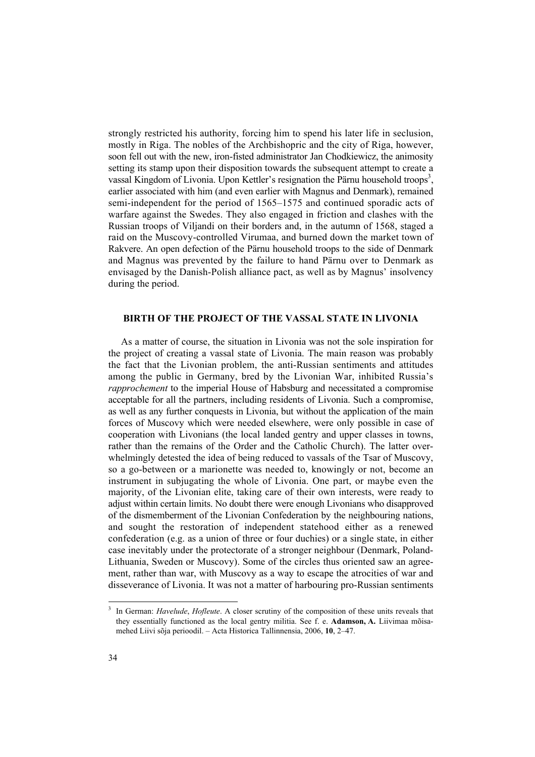strongly restricted his authority, forcing him to spend his later life in seclusion, mostly in Riga. The nobles of the Archbishopric and the city of Riga, however, soon fell out with the new, iron-fisted administrator Jan Chodkiewicz, the animosity setting its stamp upon their disposition towards the subsequent attempt to create a vassal Kingdom of Livonia. Upon Kettler's resignation the Pärnu household troops[3], earlier associated with him (and even earlier with Magnus and Denmark), remained semi-independent for the period of 1565–1575 and continued sporadic acts of warfare against the Swedes. They also engaged in friction and clashes with the Russian troops of Viljandi on their borders and, in the autumn of 1568, staged a raid on the Muscovy-controlled Virumaa, and burned down the market town of Rakvere. An open defection of the Pärnu household troops to the side of Denmark and Magnus was prevented by the failure to hand Pärnu over to Denmark as envisaged by the Danish-Polish alliance pact, as well as by Magnus' insolvency during the period.

## BIRTH OF THE PROJECT OF THE VASSAL STATE IN LIVONIA

As a matter of course, the situation in Livonia was not the sole inspiration for the project of creating a vassal state of Livonia. The main reason was probably the fact that the Livonian problem, the anti-Russian sentiments and attitudes among the public in Germany, bred by the Livonian War, inhibited Russia's *rapprochement* to the imperial House of Habsburg and necessitated a compromise acceptable for all the partners, including residents of Livonia. Such a compromise, as well as any further conquests in Livonia, but without the application of the main forces of Muscovy which were needed elsewhere, were only possible in case of cooperation with Livonians (the local landed gentry and upper classes in towns, rather than the remains of the Order and the Catholic Church). The latter overwhelmingly detested the idea of being reduced to vassals of the Tsar of Muscovy, so a go-between or a marionette was needed to, knowingly or not, become an instrument in subjugating the whole of Livonia. One part, or maybe even the majority, of the Livonian elite, taking care of their own interests, were ready to adjust within certain limits. No doubt there were enough Livonians who disapproved of the dismemberment of the Livonian Confederation by the neighbouring nations, and sought the restoration of independent statehood either as a renewed confederation (e.g. as a union of three or four duchies) or a single state, in either case inevitably under the protectorate of a stronger neighbour (Denmark, Poland-Lithuania, Sweden or Muscovy). Some of the circles thus oriented saw an agreement, rather than war, with Muscovy as a way to escape the atrocities of war and disseverance of Livonia. It was not a matter of harbouring pro-Russian sentiments

[3] In German: *Havelude*, *Hofleute*. A closer scrutiny of the composition of these units reveals that they essentially functioned as the local gentry militia. See f. e. **Adamson, A.** Liivimaa mõisamehed Liivi sõja perioodil. – Acta Historica Tallinnensia, 2006, **10**, 2–47.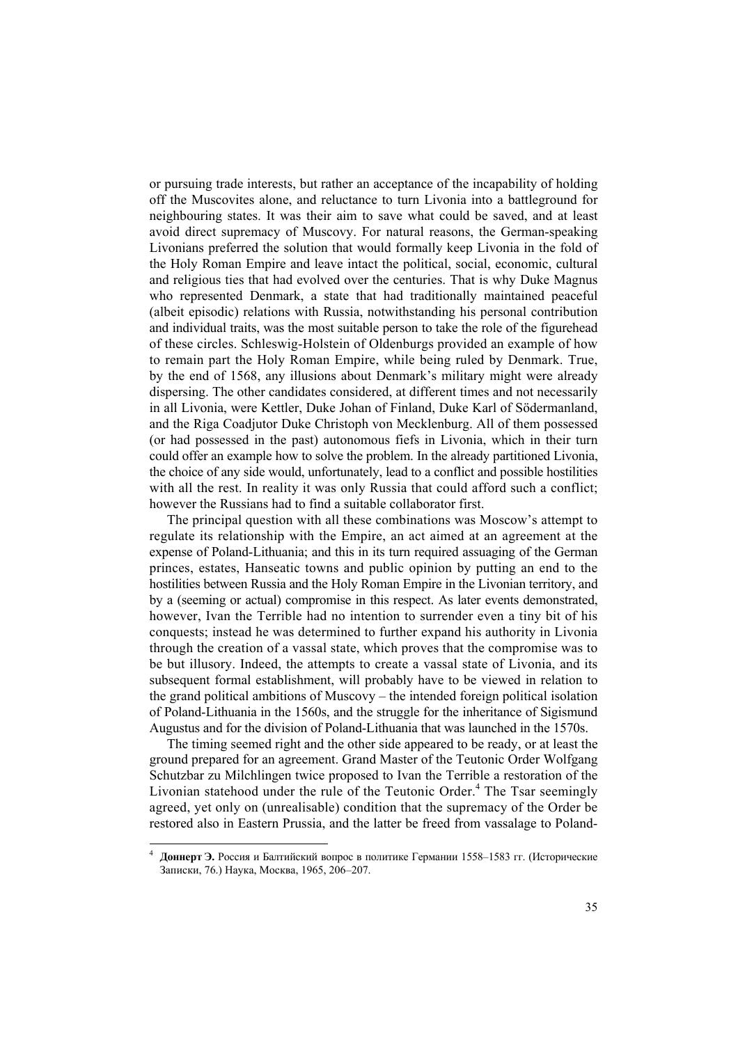or pursuing trade interests, but rather an acceptance of the incapability of holding off the Muscovites alone, and reluctance to turn Livonia into a battleground for neighbouring states. It was their aim to save what could be saved, and at least avoid direct supremacy of Muscovy. For natural reasons, the German-speaking Livonians preferred the solution that would formally keep Livonia in the fold of the Holy Roman Empire and leave intact the political, social, economic, cultural and religious ties that had evolved over the centuries. That is why Duke Magnus who represented Denmark, a state that had traditionally maintained peaceful (albeit episodic) relations with Russia, notwithstanding his personal contribution and individual traits, was the most suitable person to take the role of the figurehead of these circles. Schleswig-Holstein of Oldenburgs provided an example of how to remain part the Holy Roman Empire, while being ruled by Denmark. True, by the end of 1568, any illusions about Denmark's military might were already dispersing. The other candidates considered, at different times and not necessarily in all Livonia, were Kettler, Duke Johan of Finland, Duke Karl of Södermanland, and the Riga Coadjutor Duke Christoph von Mecklenburg. All of them possessed (or had possessed in the past) autonomous fiefs in Livonia, which in their turn could offer an example how to solve the problem. In the already partitioned Livonia, the choice of any side would, unfortunately, lead to a conflict and possible hostilities with all the rest. In reality it was only Russia that could afford such a conflict; however the Russians had to find a suitable collaborator first.

The principal question with all these combinations was Moscow's attempt to regulate its relationship with the Empire, an act aimed at an agreement at the expense of Poland-Lithuania; and this in its turn required assuaging of the German princes, estates, Hanseatic towns and public opinion by putting an end to the hostilities between Russia and the Holy Roman Empire in the Livonian territory, and by a (seeming or actual) compromise in this respect. As later events demonstrated, however, Ivan the Terrible had no intention to surrender even a tiny bit of his conquests; instead he was determined to further expand his authority in Livonia through the creation of a vassal state, which proves that the compromise was to be but illusory. Indeed, the attempts to create a vassal state of Livonia, and its subsequent formal establishment, will probably have to be viewed in relation to the grand political ambitions of Muscovy – the intended foreign political isolation of Poland-Lithuania in the 1560s, and the struggle for the inheritance of Sigismund Augustus and for the division of Poland-Lithuania that was launched in the 1570s.

The timing seemed right and the other side appeared to be ready, or at least the ground prepared for an agreement. Grand Master of the Teutonic Order Wolfgang Schutzbar zu Milchlingen twice proposed to Ivan the Terrible a restoration of the Livonian statehood under the rule of the Teutonic Order.[4] The Tsar seemingly agreed, yet only on (unrealisable) condition that the supremacy of the Order be restored also in Eastern Prussia, and the latter be freed from vassalage to Poland-

---

[4] **Доннерт Э.** Россия и Балтийский вопрос в политике Германии 1558–1583 гг. (Исторические Записки, 76.) Наука, Москва, 1965, 206–207.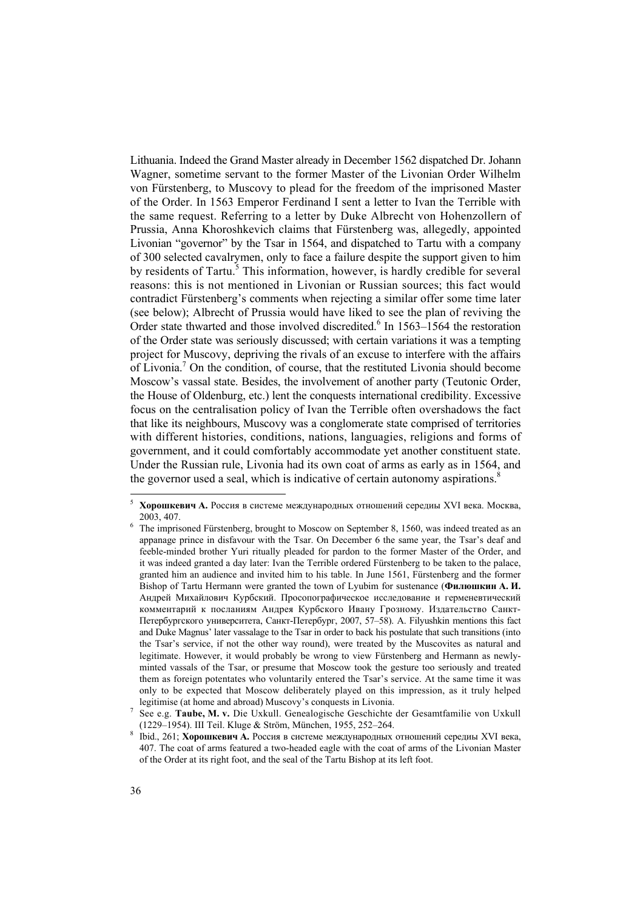Lithuania. Indeed the Grand Master already in December 1562 dispatched Dr. Johann Wagner, sometime servant to the former Master of the Livonian Order Wilhelm von Fürstenberg, to Muscovy to plead for the freedom of the imprisoned Master of the Order. In 1563 Emperor Ferdinand I sent a letter to Ivan the Terrible with the same request. Referring to a letter by Duke Albrecht von Hohenzollern of Prussia, Anna Khoroshkevich claims that Fürstenberg was, allegedly, appointed Livonian "governor" by the Tsar in 1564, and dispatched to Tartu with a company of 300 selected cavalrymen, only to face a failure despite the support given to him by residents of Tartu.[5] This information, however, is hardly credible for several reasons: this is not mentioned in Livonian or Russian sources; this fact would contradict Fürstenberg's comments when rejecting a similar offer some time later (see below); Albrecht of Prussia would have liked to see the plan of reviving the Order state thwarted and those involved discredited.[6] In 1563–1564 the restoration of the Order state was seriously discussed; with certain variations it was a tempting project for Muscovy, depriving the rivals of an excuse to interfere with the affairs of Livonia.[7] On the condition, of course, that the restituted Livonia should become Moscow's vassal state. Besides, the involvement of another party (Teutonic Order, the House of Oldenburg, etc.) lent the conquests international credibility. Excessive focus on the centralisation policy of Ivan the Terrible often overshadows the fact that like its neighbours, Muscovy was a conglomerate state comprised of territories with different histories, conditions, nations, languagies, religions and forms of government, and it could comfortably accommodate yet another constituent state. Under the Russian rule, Livonia had its own coat of arms as early as in 1564, and the governor used a seal, which is indicative of certain autonomy aspirations.[8]

---

[5] **Хорошкевич А.** Россия в системе международных отношений середины XVI века. Москва, 2003, 407.

[6] The imprisoned Fürstenberg, brought to Moscow on September 8, 1560, was indeed treated as an appanage prince in disfavour with the Tsar. On December 6 the same year, the Tsar's deaf and feeble-minded brother Yuri ritually pleaded for pardon to the former Master of the Order, and it was indeed granted a day later: Ivan the Terrible ordered Fürstenberg to be taken to the palace, granted him an audience and invited him to his table. In June 1561, Fürstenberg and the former Bishop of Tartu Hermann were granted the town of Lyubim for sustenance (**Филюшкин А. И.** Андрей Михайлович Курбский. Просопографическое исследование и герменевтический комментарий к посланиям Андрея Курбского Ивану Грозному. Издательство Санкт-Петербургского университета, Санкт-Петербург, 2007, 57–58). A. Filyushkin mentions this fact and Duke Magnus' later vassalage to the Tsar in order to back his postulate that such transitions (into the Tsar's service, if not the other way round), were treated by the Muscovites as natural and legitimate. However, it would probably be wrong to view Fürstenberg and Hermann as newly-minted vassals of the Tsar, or presume that Moscow took the gesture too seriously and treated them as foreign potentates who voluntarily entered the Tsar's service. At the same time it was only to be expected that Moscow deliberately played on this impression, as it truly helped legitimise (at home and abroad) Muscovy's conquests in Livonia.

[7] See e.g. **Taube, M. v.** Die Uxkull. Genealogische Geschichte der Gesamtfamilie von Uxkull (1229–1954). III Teil. Kluge & Ström, München, 1955, 252–264.

[8] Ibid., 261; **Хорошкевич А.** Россия в системе международных отношений середины XVI века, 407. The coat of arms featured a two-headed eagle with the coat of arms of the Livonian Master of the Order at its right foot, and the seal of the Tartu Bishop at its left foot.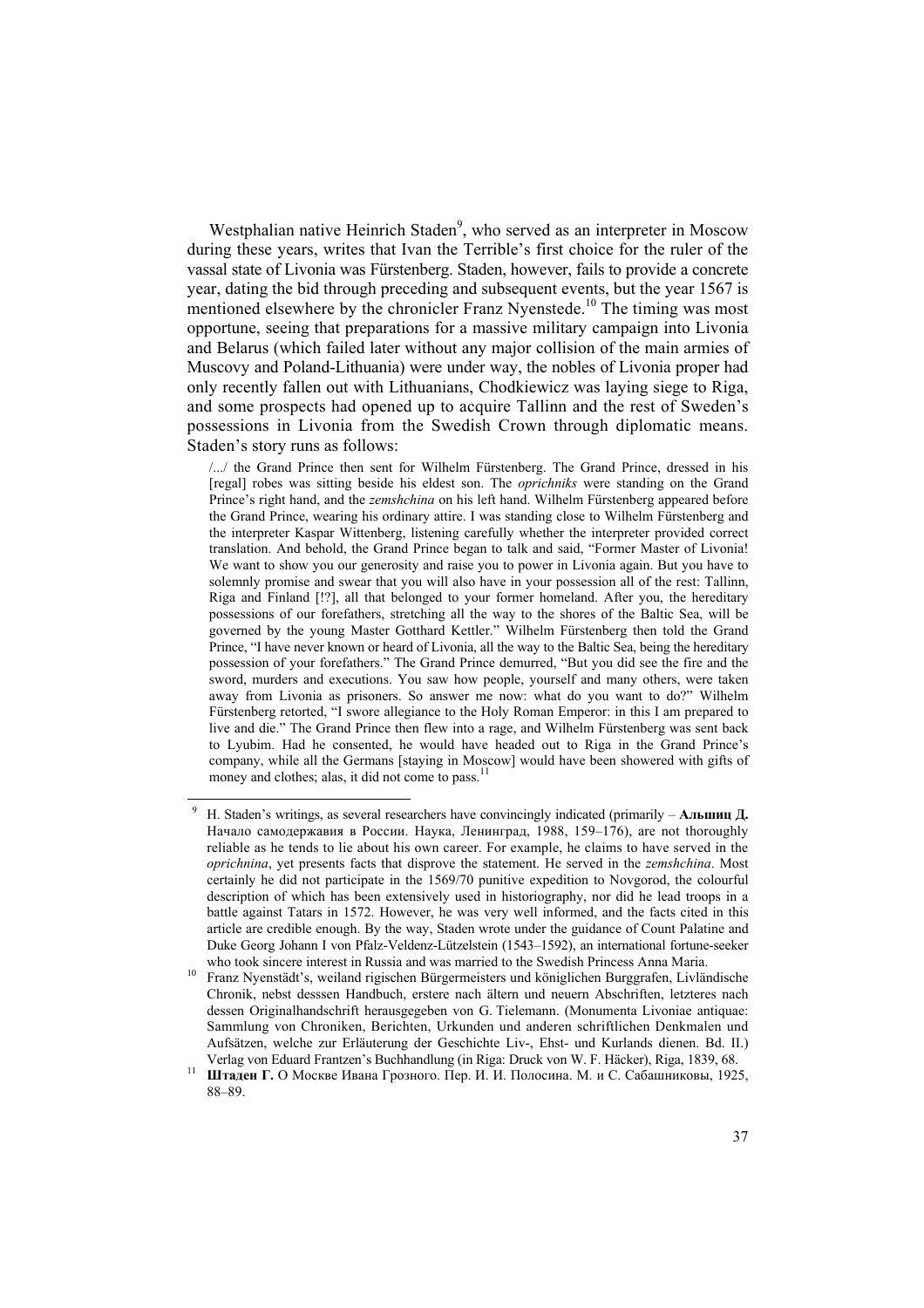Westphalian native Heinrich Staden[9], who served as an interpreter in Moscow during these years, writes that Ivan the Terrible's first choice for the ruler of the vassal state of Livonia was Fürstenberg. Staden, however, fails to provide a concrete year, dating the bid through preceding and subsequent events, but the year 1567 is mentioned elsewhere by the chronicler Franz Nyenstede.[10] The timing was most opportune, seeing that preparations for a massive military campaign into Livonia and Belarus (which failed later without any major collision of the main armies of Muscovy and Poland-Lithuania) were under way, the nobles of Livonia proper had only recently fallen out with Lithuanians, Chodkiewicz was laying siege to Riga, and some prospects had opened up to acquire Tallinn and the rest of Sweden's possessions in Livonia from the Swedish Crown through diplomatic means. Staden's story runs as follows:

> /.../ the Grand Prince then sent for Wilhelm Fürstenberg. The Grand Prince, dressed in his [regal] robes was sitting beside his eldest son. The *oprichniks* were standing on the Grand Prince's right hand, and the *zemshchina* on his left hand. Wilhelm Fürstenberg appeared before the Grand Prince, wearing his ordinary attire. I was standing close to Wilhelm Fürstenberg and the interpreter Kaspar Wittenberg, listening carefully whether the interpreter provided correct translation. And behold, the Grand Prince began to talk and said, "Former Master of Livonia! We want to show you our generosity and raise you to power in Livonia again. But you have to solemnly promise and swear that you will also have in your possession all of the rest: Tallinn, Riga and Finland [!?], all that belonged to your former homeland. After you, the hereditary possessions of our forefathers, stretching all the way to the shores of the Baltic Sea, will be governed by the young Master Gotthard Kettler." Wilhelm Fürstenberg then told the Grand Prince, "I have never known or heard of Livonia, all the way to the Baltic Sea, being the hereditary possession of your forefathers." The Grand Prince demurred, "But you did see the fire and the sword, murders and executions. You saw how people, yourself and many others, were taken away from Livonia as prisoners. So answer me now: what do you want to do?" Wilhelm Fürstenberg retorted, "I swore allegiance to the Holy Roman Emperor: in this I am prepared to live and die." The Grand Prince then flew into a rage, and Wilhelm Fürstenberg was sent back to Lyubim. Had he consented, he would have headed out to Riga in the Grand Prince's company, while all the Germans [staying in Moscow] would have been showered with gifts of money and clothes; alas, it did not come to pass.[11]

---

[9] H. Staden's writings, as several researchers have convincingly indicated (primarily – **Альшиц Д.** Начало самодержавия в России. Наука, Ленинград, 1988, 159–176), are not thoroughly reliable as he tends to lie about his own career. For example, he claims to have served in the *oprichnina*, yet presents facts that disprove the statement. He served in the *zemshchina*. Most certainly he did not participate in the 1569/70 punitive expedition to Novgorod, the colourful description of which has been extensively used in historiography, nor did he lead troops in a battle against Tatars in 1572. However, he was very well informed, and the facts cited in this article are credible enough. By the way, Staden wrote under the guidance of Count Palatine and Duke Georg Johann I von Pfalz-Veldenz-Lützelstein (1543–1592), an international fortune-seeker who took sincere interest in Russia and was married to the Swedish Princess Anna Maria.

[10] Franz Nyenstädt's, weiland rigischen Bürgermeisters und königlichen Burggrafen, Livländische Chronik, nebst desssen Handbuch, erstere nach ältern und neuern Abschriften, letzteres nach dessen Originalhandschrift herausgegeben von G. Tielemann. (Monumenta Livoniae antiquae: Sammlung von Chroniken, Berichten, Urkunden und anderen schriftlichen Denkmalen und Aufsätzen, welche zur Erläuterung der Geschichte Liv-, Ehst- und Kurlands dienen. Bd. II.) Verlag von Eduard Frantzen's Buchhandlung (in Riga: Druck von W. F. Häcker), Riga, 1839, 68.

[11] **Штаден Г.** О Москве Ивана Грозного. Пер. И. И. Полосина. М. и С. Сабашниковы, 1925, 88–89.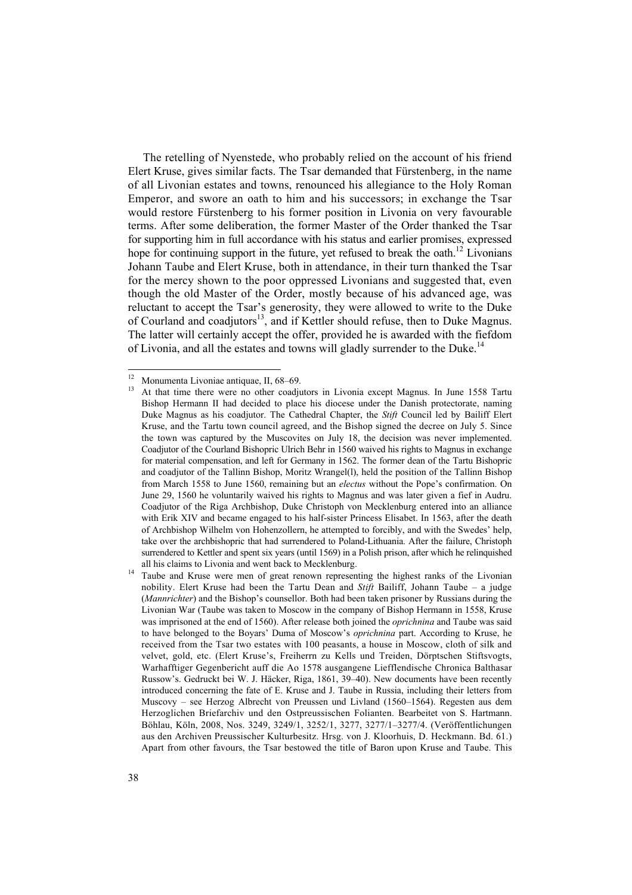The retelling of Nyenstede, who probably relied on the account of his friend Elert Kruse, gives similar facts. The Tsar demanded that Fürstenberg, in the name of all Livonian estates and towns, renounced his allegiance to the Holy Roman Emperor, and swore an oath to him and his successors; in exchange the Tsar would restore Fürstenberg to his former position in Livonia on very favourable terms. After some deliberation, the former Master of the Order thanked the Tsar for supporting him in full accordance with his status and earlier promises, expressed hope for continuing support in the future, yet refused to break the oath.[12] Livonians Johann Taube and Elert Kruse, both in attendance, in their turn thanked the Tsar for the mercy shown to the poor oppressed Livonians and suggested that, even though the old Master of the Order, mostly because of his advanced age, was reluctant to accept the Tsar's generosity, they were allowed to write to the Duke of Courland and coadjutors[13], and if Kettler should refuse, then to Duke Magnus. The latter will certainly accept the offer, provided he is awarded with the fiefdom of Livonia, and all the estates and towns will gladly surrender to the Duke.[14]

---

[12] Monumenta Livoniae antiquae, II, 68–69.

[13] At that time there were no other coadjutors in Livonia except Magnus. In June 1558 Tartu Bishop Hermann II had decided to place his diocese under the Danish protectorate, naming Duke Magnus as his coadjutor. The Cathedral Chapter, the *Stift* Council led by Bailiff Elert Kruse, and the Tartu town council agreed, and the Bishop signed the decree on July 5. Since the town was captured by the Muscovites on July 18, the decision was never implemented. Coadjutor of the Courland Bishopric Ulrich Behr in 1560 waived his rights to Magnus in exchange for material compensation, and left for Germany in 1562. The former dean of the Tartu Bishopric and coadjutor of the Tallinn Bishop, Moritz Wrangel(l), held the position of the Tallinn Bishop from March 1558 to June 1560, remaining but an *electus* without the Pope's confirmation. On June 29, 1560 he voluntarily waived his rights to Magnus and was later given a fief in Audru. Coadjutor of the Riga Archbishop, Duke Christoph von Mecklenburg entered into an alliance with Erik XIV and became engaged to his half-sister Princess Elisabet. In 1563, after the death of Archbishop Wilhelm von Hohenzollern, he attempted to forcibly, and with the Swedes' help, take over the archbishopric that had surrendered to Poland-Lithuania. After the failure, Christoph surrendered to Kettler and spent six years (until 1569) in a Polish prison, after which he relinquished all his claims to Livonia and went back to Mecklenburg.

[14] Taube and Kruse were men of great renown representing the highest ranks of the Livonian nobility. Elert Kruse had been the Tartu Dean and *Stift* Bailiff, Johann Taube – a judge (*Mannrichter*) and the Bishop's counsellor. Both had been taken prisoner by Russians during the Livonian War (Taube was taken to Moscow in the company of Bishop Hermann in 1558, Kruse was imprisoned at the end of 1560). After release both joined the *oprichnina* and Taube was said to have belonged to the Boyars' Duma of Moscow's *oprichnina* part. According to Kruse, he received from the Tsar two estates with 100 peasants, a house in Moscow, cloth of silk and velvet, gold, etc. (Elert Kruse's, Freiherrn zu Kells und Treiden, Dörptschen Stiftsvogts, Warhafftiger Gegenbericht auff die Ao 1578 ausgangene Liefflendische Chronica Balthasar Russow's. Gedruckt bei W. J. Häcker, Riga, 1861, 39–40). New documents have been recently introduced concerning the fate of E. Kruse and J. Taube in Russia, including their letters from Muscovy – see Herzog Albrecht von Preussen und Livland (1560–1564). Regesten aus dem Herzoglichen Briefarchiv und den Ostpreussischen Folianten. Bearbeitet von S. Hartmann. Böhlau, Köln, 2008, Nos. 3249, 3249/1, 3252/1, 3277, 3277/1–3277/4. (Veröffentlichungen aus den Archiven Preussischer Kulturbesitz. Hrsg. von J. Kloorhuis, D. Heckmann. Bd. 61.) Apart from other favours, the Tsar bestowed the title of Baron upon Kruse and Taube. This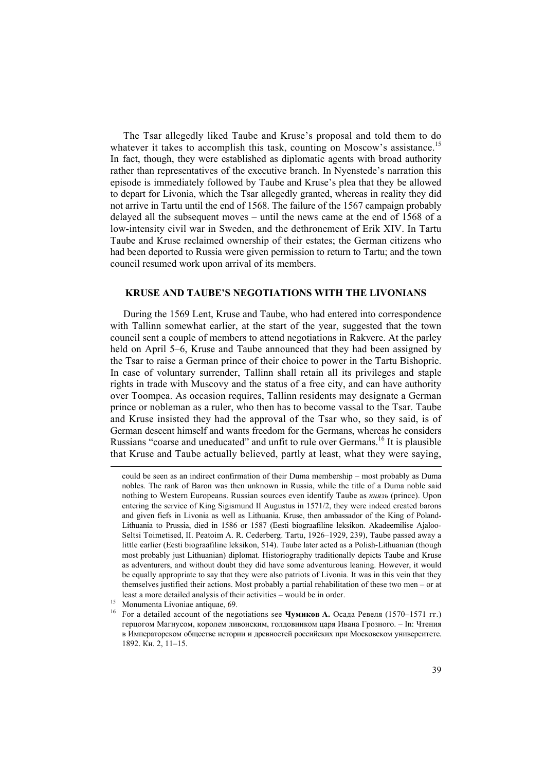The Tsar allegedly liked Taube and Kruse's proposal and told them to do whatever it takes to accomplish this task, counting on Moscow's assistance.[15] In fact, though, they were established as diplomatic agents with broad authority rather than representatives of the executive branch. In Nyenstede's narration this episode is immediately followed by Taube and Kruse's plea that they be allowed to depart for Livonia, which the Tsar allegedly granted, whereas in reality they did not arrive in Tartu until the end of 1568. The failure of the 1567 campaign probably delayed all the subsequent moves – until the news came at the end of 1568 of a low-intensity civil war in Sweden, and the dethronement of Erik XIV. In Tartu Taube and Kruse reclaimed ownership of their estates; the German citizens who had been deported to Russia were given permission to return to Tartu; and the town council resumed work upon arrival of its members.

## KRUSE AND TAUBE'S NEGOTIATIONS WITH THE LIVONIANS

During the 1569 Lent, Kruse and Taube, who had entered into correspondence with Tallinn somewhat earlier, at the start of the year, suggested that the town council sent a couple of members to attend negotiations in Rakvere. At the parley held on April 5–6, Kruse and Taube announced that they had been assigned by the Tsar to raise a German prince of their choice to power in the Tartu Bishopric. In case of voluntary surrender, Tallinn shall retain all its privileges and staple rights in trade with Muscovy and the status of a free city, and can have authority over Toompea. As occasion requires, Tallinn residents may designate a German prince or nobleman as a ruler, who then has to become vassal to the Tsar. Taube and Kruse insisted they had the approval of the Tsar who, so they said, is of German descent himself and wants freedom for the Germans, whereas he considers Russians "coarse and uneducated" and unfit to rule over Germans.[16] It is plausible that Kruse and Taube actually believed, partly at least, what they were saying,

---

could be seen as an indirect confirmation of their Duma membership – most probably as Duma nobles. The rank of Baron was then unknown in Russia, while the title of a Duma noble said nothing to Western Europeans. Russian sources even identify Taube as *князь* (prince). Upon entering the service of King Sigismund II Augustus in 1571/2, they were indeed created barons and given fiefs in Livonia as well as Lithuania. Kruse, then ambassador of the King of Poland-Lithuania to Prussia, died in 1586 or 1587 (Eesti biograafiline leksikon. Akadeemilise Ajaloo-Seltsi Toimetised, II. Peatoim A. R. Cederberg. Tartu, 1926–1929, 239), Taube passed away a little earlier (Eesti biograafiline leksikon, 514). Taube later acted as a Polish-Lithuanian (though most probably just Lithuanian) diplomat. Historiography traditionally depicts Taube and Kruse as adventurers, and without doubt they did have some adventurous leaning. However, it would be equally appropriate to say that they were also patriots of Livonia. It was in this vein that they themselves justified their actions. Most probably a partial rehabilitation of these two men – or at least a more detailed analysis of their activities – would be in order.

[15] Monumenta Livoniae antiquae, 69.

[16] For a detailed account of the negotiations see **Чумиков А.** Осада Ревеля (1570–1571 гг.) герцогом Магнусом, королем ливонским, голдовником царя Ивана Грозного. – In: Чтения в Императорском обществе истории и древностей российских при Московском университете. 1892. Кн. 2, 11–15.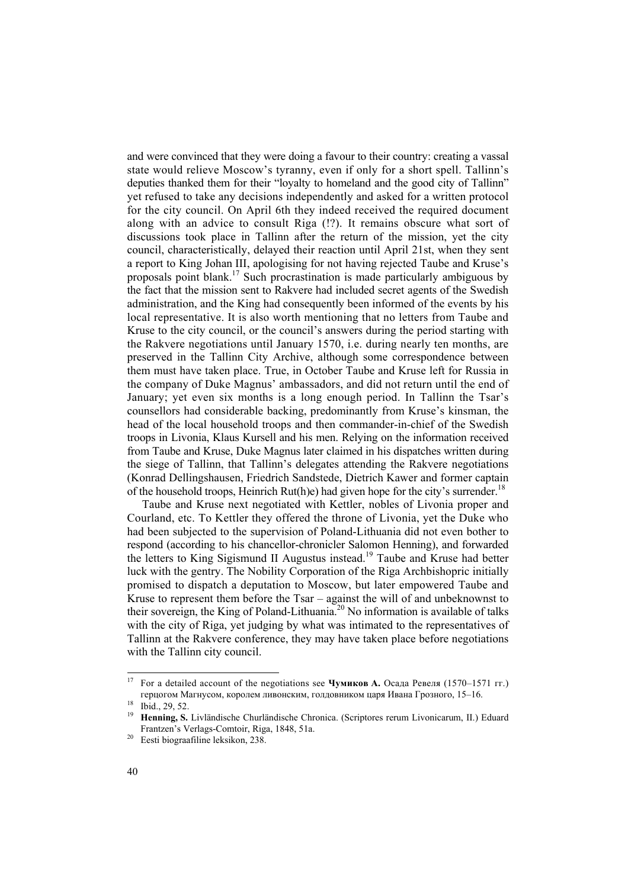and were convinced that they were doing a favour to their country: creating a vassal state would relieve Moscow's tyranny, even if only for a short spell. Tallinn's deputies thanked them for their "loyalty to homeland and the good city of Tallinn" yet refused to take any decisions independently and asked for a written protocol for the city council. On April 6th they indeed received the required document along with an advice to consult Riga (!?). It remains obscure what sort of discussions took place in Tallinn after the return of the mission, yet the city council, characteristically, delayed their reaction until April 21st, when they sent a report to King Johan III, apologising for not having rejected Taube and Kruse's proposals point blank.[17] Such procrastination is made particularly ambiguous by the fact that the mission sent to Rakvere had included secret agents of the Swedish administration, and the King had consequently been informed of the events by his local representative. It is also worth mentioning that no letters from Taube and Kruse to the city council, or the council's answers during the period starting with the Rakvere negotiations until January 1570, i.e. during nearly ten months, are preserved in the Tallinn City Archive, although some correspondence between them must have taken place. True, in October Taube and Kruse left for Russia in the company of Duke Magnus' ambassadors, and did not return until the end of January; yet even six months is a long enough period. In Tallinn the Tsar's counsellors had considerable backing, predominantly from Kruse's kinsman, the head of the local household troops and then commander-in-chief of the Swedish troops in Livonia, Klaus Kursell and his men. Relying on the information received from Taube and Kruse, Duke Magnus later claimed in his dispatches written during the siege of Tallinn, that Tallinn's delegates attending the Rakvere negotiations (Konrad Dellingshausen, Friedrich Sandstede, Dietrich Kawer and former captain of the household troops, Heinrich Rut(h)e) had given hope for the city's surrender.[18]

Taube and Kruse next negotiated with Kettler, nobles of Livonia proper and Courland, etc. To Kettler they offered the throne of Livonia, yet the Duke who had been subjected to the supervision of Poland-Lithuania did not even bother to respond (according to his chancellor-chronicler Salomon Henning), and forwarded the letters to King Sigismund II Augustus instead.[19] Taube and Kruse had better luck with the gentry. The Nobility Corporation of the Riga Archbishopric initially promised to dispatch a deputation to Moscow, but later empowered Taube and Kruse to represent them before the Tsar – against the will of and unbeknownst to their sovereign, the King of Poland-Lithuania.[20] No information is available of talks with the city of Riga, yet judging by what was intimated to the representatives of Tallinn at the Rakvere conference, they may have taken place before negotiations with the Tallinn city council.

---

[17] For a detailed account of the negotiations see **Чумиков А.** Осада Ревеля (1570–1571 гг.) герцогом Магнусом, королем ливонским, голдовником царя Ивана Грозного, 15–16.

[18] Ibid., 29, 52.

[19] **Henning, S.** Livländische Churländische Chronica. (Scriptores rerum Livonicarum, II.) Eduard Frantzen's Verlags-Comtoir, Riga, 1848, 51a.

[20] Eesti biograafiline leksikon, 238.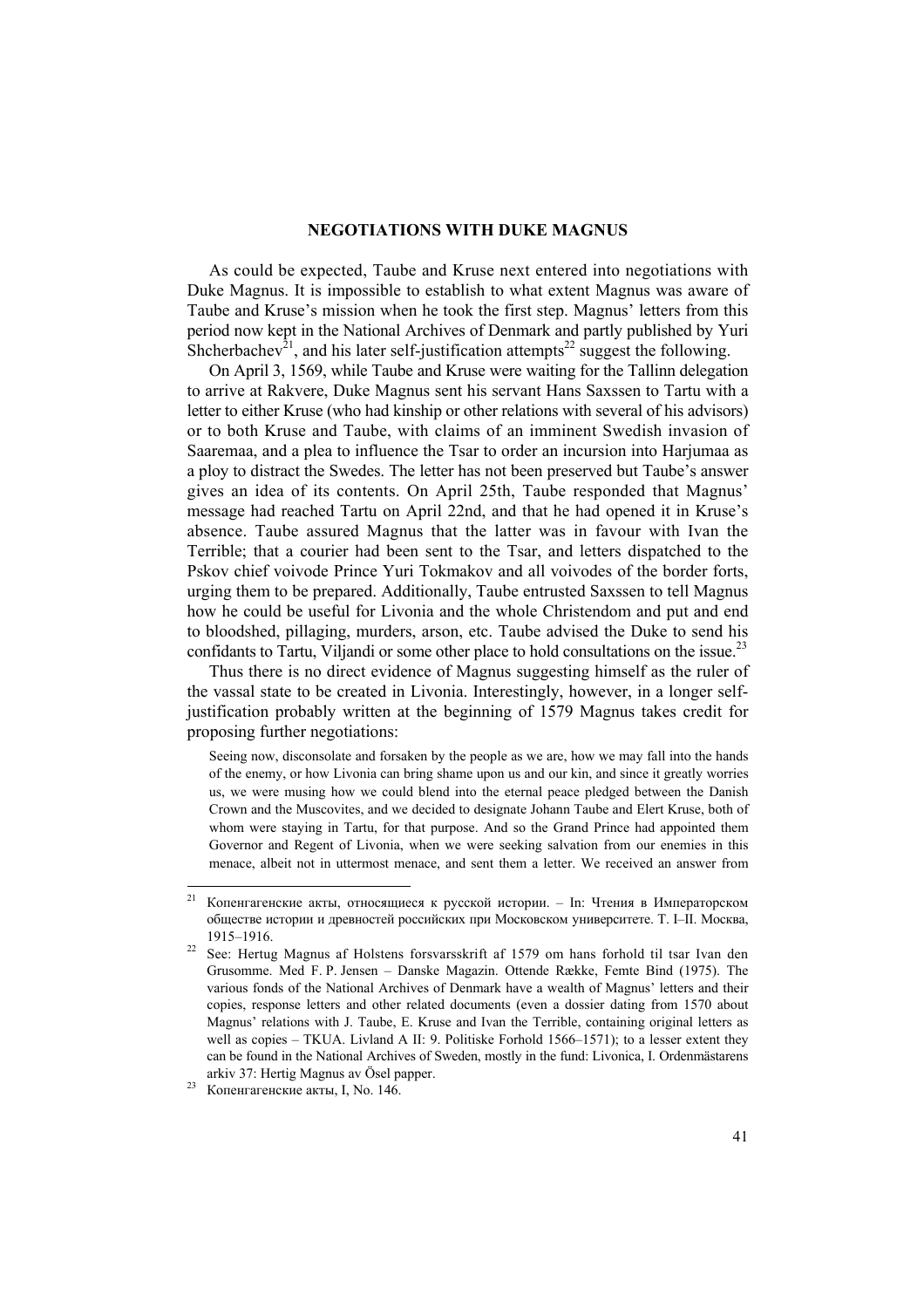## NEGOTIATIONS WITH DUKE MAGNUS

As could be expected, Taube and Kruse next entered into negotiations with Duke Magnus. It is impossible to establish to what extent Magnus was aware of Taube and Kruse's mission when he took the first step. Magnus' letters from this period now kept in the National Archives of Denmark and partly published by Yuri Shcherbachev[21], and his later self-justification attempts[22] suggest the following.

On April 3, 1569, while Taube and Kruse were waiting for the Tallinn delegation to arrive at Rakvere, Duke Magnus sent his servant Hans Saxssen to Tartu with a letter to either Kruse (who had kinship or other relations with several of his advisors) or to both Kruse and Taube, with claims of an imminent Swedish invasion of Saaremaa, and a plea to influence the Tsar to order an incursion into Harjumaa as a ploy to distract the Swedes. The letter has not been preserved but Taube's answer gives an idea of its contents. On April 25th, Taube responded that Magnus' message had reached Tartu on April 22nd, and that he had opened it in Kruse's absence. Taube assured Magnus that the latter was in favour with Ivan the Terrible; that a courier had been sent to the Tsar, and letters dispatched to the Pskov chief voivode Prince Yuri Tokmakov and all voivodes of the border forts, urging them to be prepared. Additionally, Taube entrusted Saxssen to tell Magnus how he could be useful for Livonia and the whole Christendom and put and end to bloodshed, pillaging, murders, arson, etc. Taube advised the Duke to send his confidants to Tartu, Viljandi or some other place to hold consultations on the issue.[23]

Thus there is no direct evidence of Magnus suggesting himself as the ruler of the vassal state to be created in Livonia. Interestingly, however, in a longer self-justification probably written at the beginning of 1579 Magnus takes credit for proposing further negotiations:

> Seeing now, disconsolate and forsaken by the people as we are, how we may fall into the hands of the enemy, or how Livonia can bring shame upon us and our kin, and since it greatly worries us, we were musing how we could blend into the eternal peace pledged between the Danish Crown and the Muscovites, and we decided to designate Johann Taube and Elert Kruse, both of whom were staying in Tartu, for that purpose. And so the Grand Prince had appointed them Governor and Regent of Livonia, when we were seeking salvation from our enemies in this menace, albeit not in uttermost menace, and sent them a letter. We received an answer from

---

[21] Копенгагенские акты, относящиеся к русской истории. – In: Чтения в Императорском обществе истории и древностей российских при Московском университете. Т. I–II. Москва, 1915–1916.

[22] See: Hertug Magnus af Holstens forsvarsskrift af 1579 om hans forhold til tsar Ivan den Grusomme. Med F. P. Jensen – Danske Magazin. Ottende Række, Femte Bind (1975). The various fonds of the National Archives of Denmark have a wealth of Magnus' letters and their copies, response letters and other related documents (even a dossier dating from 1570 about Magnus' relations with J. Taube, E. Kruse and Ivan the Terrible, containing original letters as well as copies – TKUA. Livland A II: 9. Politiske Forhold 1566–1571); to a lesser extent they can be found in the National Archives of Sweden, mostly in the fund: Livonica, I. Ordenmästarens arkiv 37: Hertig Magnus av Ösel papper.

[23] Копенгагенские акты, I, No. 146.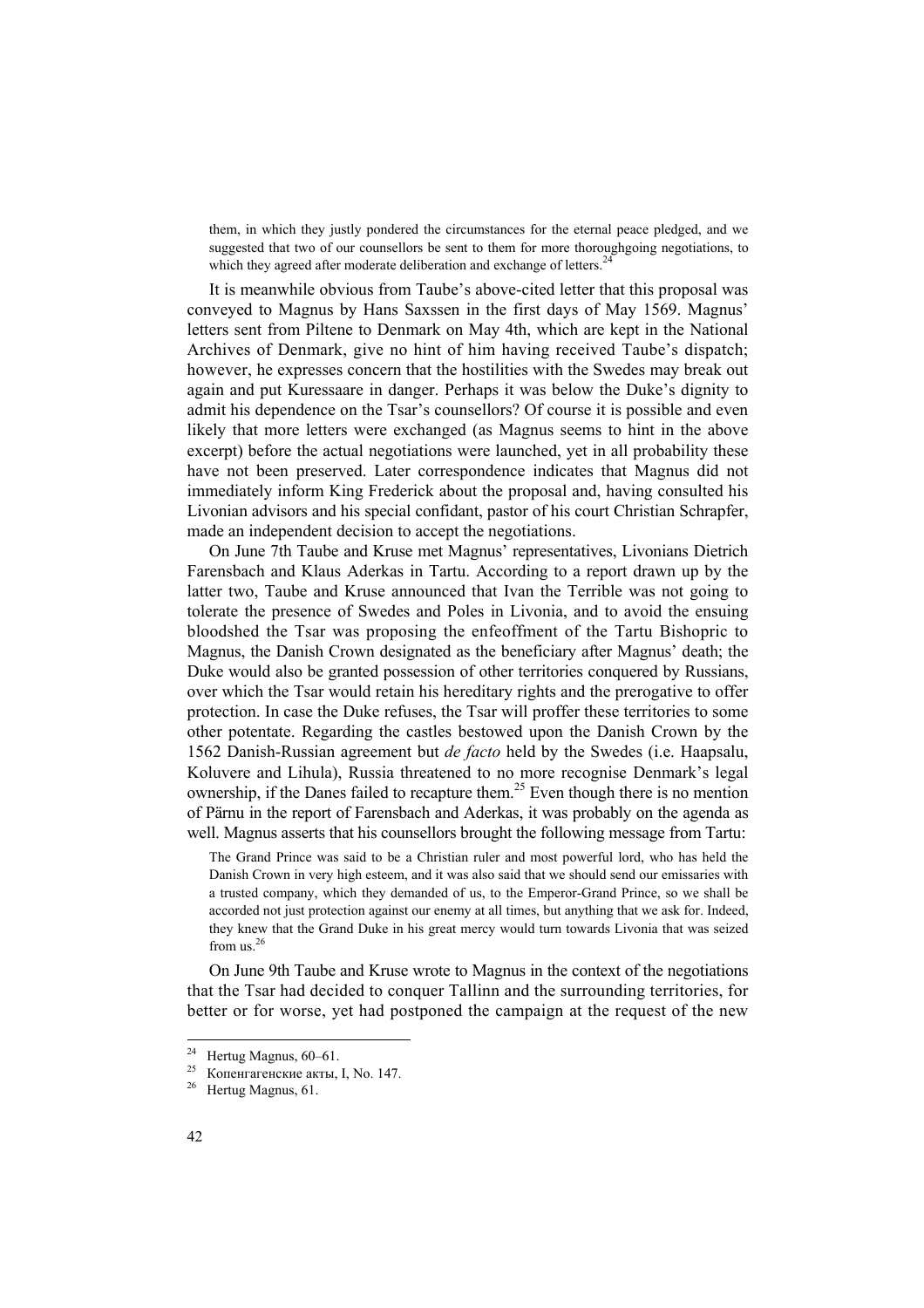> them, in which they justly pondered the circumstances for the eternal peace pledged, and we suggested that two of our counsellors be sent to them for more thoroughgoing negotiations, to which they agreed after moderate deliberation and exchange of letters.[24]

It is meanwhile obvious from Taube's above-cited letter that this proposal was conveyed to Magnus by Hans Saxssen in the first days of May 1569. Magnus' letters sent from Piltene to Denmark on May 4th, which are kept in the National Archives of Denmark, give no hint of him having received Taube's dispatch; however, he expresses concern that the hostilities with the Swedes may break out again and put Kuressaare in danger. Perhaps it was below the Duke's dignity to admit his dependence on the Tsar's counsellors? Of course it is possible and even likely that more letters were exchanged (as Magnus seems to hint in the above excerpt) before the actual negotiations were launched, yet in all probability these have not been preserved. Later correspondence indicates that Magnus did not immediately inform King Frederick about the proposal and, having consulted his Livonian advisors and his special confidant, pastor of his court Christian Schrapfer, made an independent decision to accept the negotiations.

On June 7th Taube and Kruse met Magnus' representatives, Livonians Dietrich Farensbach and Klaus Aderkas in Tartu. According to a report drawn up by the latter two, Taube and Kruse announced that Ivan the Terrible was not going to tolerate the presence of Swedes and Poles in Livonia, and to avoid the ensuing bloodshed the Tsar was proposing the enfeoffment of the Tartu Bishopric to Magnus, the Danish Crown designated as the beneficiary after Magnus' death; the Duke would also be granted possession of other territories conquered by Russians, over which the Tsar would retain his hereditary rights and the prerogative to offer protection. In case the Duke refuses, the Tsar will proffer these territories to some other potentate. Regarding the castles bestowed upon the Danish Crown by the 1562 Danish-Russian agreement but *de facto* held by the Swedes (i.e. Haapsalu, Koluvere and Lihula), Russia threatened to no more recognise Denmark's legal ownership, if the Danes failed to recapture them.[25] Even though there is no mention of Pärnu in the report of Farensbach and Aderkas, it was probably on the agenda as well. Magnus asserts that his counsellors brought the following message from Tartu:

> The Grand Prince was said to be a Christian ruler and most powerful lord, who has held the Danish Crown in very high esteem, and it was also said that we should send our emissaries with a trusted company, which they demanded of us, to the Emperor-Grand Prince, so we shall be accorded not just protection against our enemy at all times, but anything that we ask for. Indeed, they knew that the Grand Duke in his great mercy would turn towards Livonia that was seized from us.[26]

On June 9th Taube and Kruse wrote to Magnus in the context of the negotiations that the Tsar had decided to conquer Tallinn and the surrounding territories, for better or for worse, yet had postponed the campaign at the request of the new

---

[24] Hertug Magnus, 60–61.

[25] Копенгагенские акты, I, No. 147.

[26] Hertug Magnus, 61.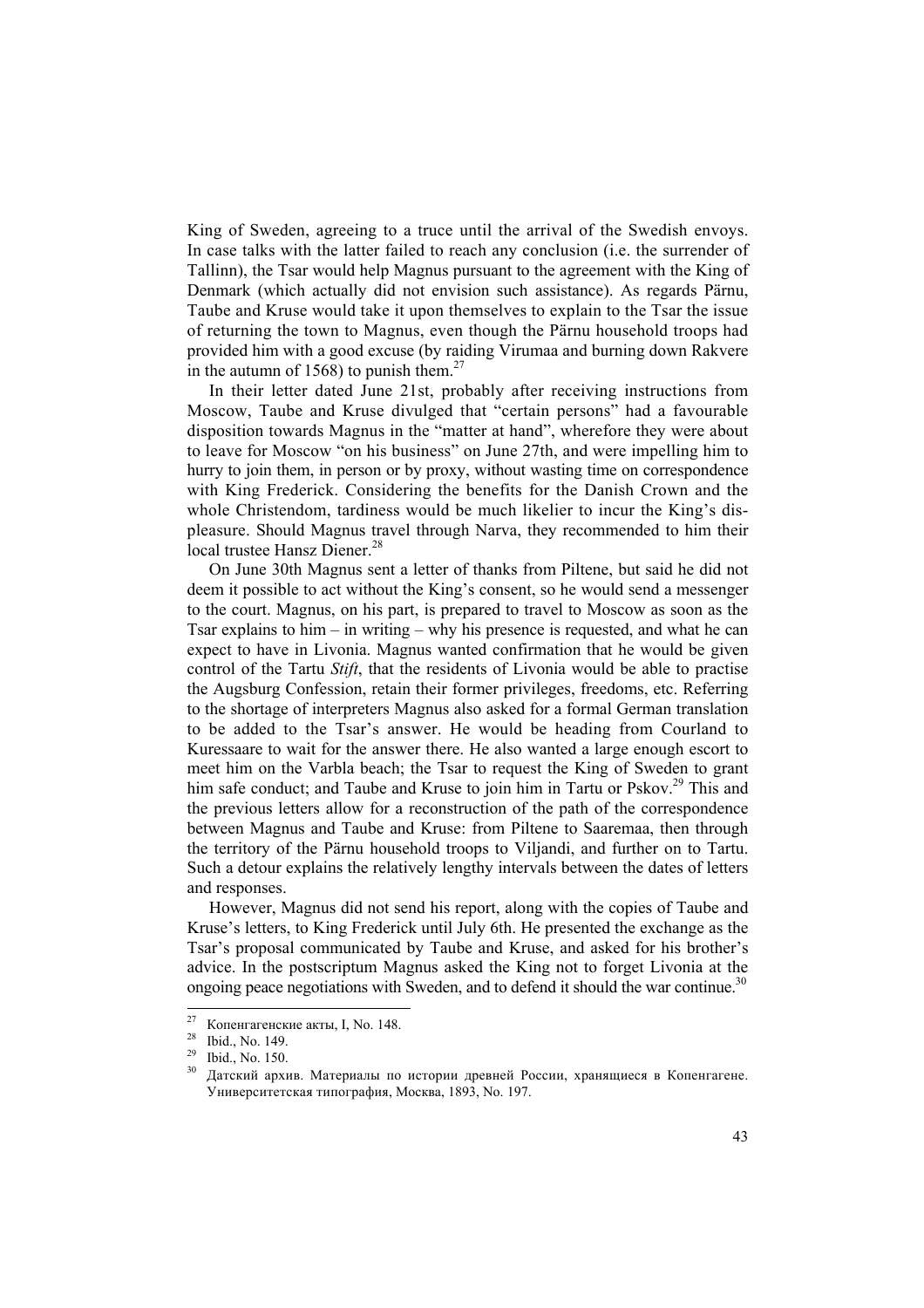King of Sweden, agreeing to a truce until the arrival of the Swedish envoys. In case talks with the latter failed to reach any conclusion (i.e. the surrender of Tallinn), the Tsar would help Magnus pursuant to the agreement with the King of Denmark (which actually did not envision such assistance). As regards Pärnu, Taube and Kruse would take it upon themselves to explain to the Tsar the issue of returning the town to Magnus, even though the Pärnu household troops had provided him with a good excuse (by raiding Virumaa and burning down Rakvere in the autumn of 1568) to punish them.[27]

In their letter dated June 21st, probably after receiving instructions from Moscow, Taube and Kruse divulged that "certain persons" had a favourable disposition towards Magnus in the "matter at hand", wherefore they were about to leave for Moscow "on his business" on June 27th, and were impelling him to hurry to join them, in person or by proxy, without wasting time on correspondence with King Frederick. Considering the benefits for the Danish Crown and the whole Christendom, tardiness would be much likelier to incur the King's displeasure. Should Magnus travel through Narva, they recommended to him their local trustee Hansz Diener.[28]

On June 30th Magnus sent a letter of thanks from Piltene, but said he did not deem it possible to act without the King's consent, so he would send a messenger to the court. Magnus, on his part, is prepared to travel to Moscow as soon as the Tsar explains to him – in writing – why his presence is requested, and what he can expect to have in Livonia. Magnus wanted confirmation that he would be given control of the Tartu *Stift*, that the residents of Livonia would be able to practise the Augsburg Confession, retain their former privileges, freedoms, etc. Referring to the shortage of interpreters Magnus also asked for a formal German translation to be added to the Tsar's answer. He would be heading from Courland to Kuressaare to wait for the answer there. He also wanted a large enough escort to meet him on the Varbla beach; the Tsar to request the King of Sweden to grant him safe conduct; and Taube and Kruse to join him in Tartu or Pskov.[29] This and the previous letters allow for a reconstruction of the path of the correspondence between Magnus and Taube and Kruse: from Piltene to Saaremaa, then through the territory of the Pärnu household troops to Viljandi, and further on to Tartu. Such a detour explains the relatively lengthy intervals between the dates of letters and responses.

However, Magnus did not send his report, along with the copies of Taube and Kruse's letters, to King Frederick until July 6th. He presented the exchange as the Tsar's proposal communicated by Taube and Kruse, and asked for his brother's advice. In the postscriptum Magnus asked the King not to forget Livonia at the ongoing peace negotiations with Sweden, and to defend it should the war continue.[30]

---

[27] Копенгагенские акты, I, No. 148.

[28] Ibid., No. 149.

[29] Ibid., No. 150.

[30] Датский архив. Материалы по истории древней России, хранящиеся в Копенгагене. Университетская типография, Москва, 1893, No. 197.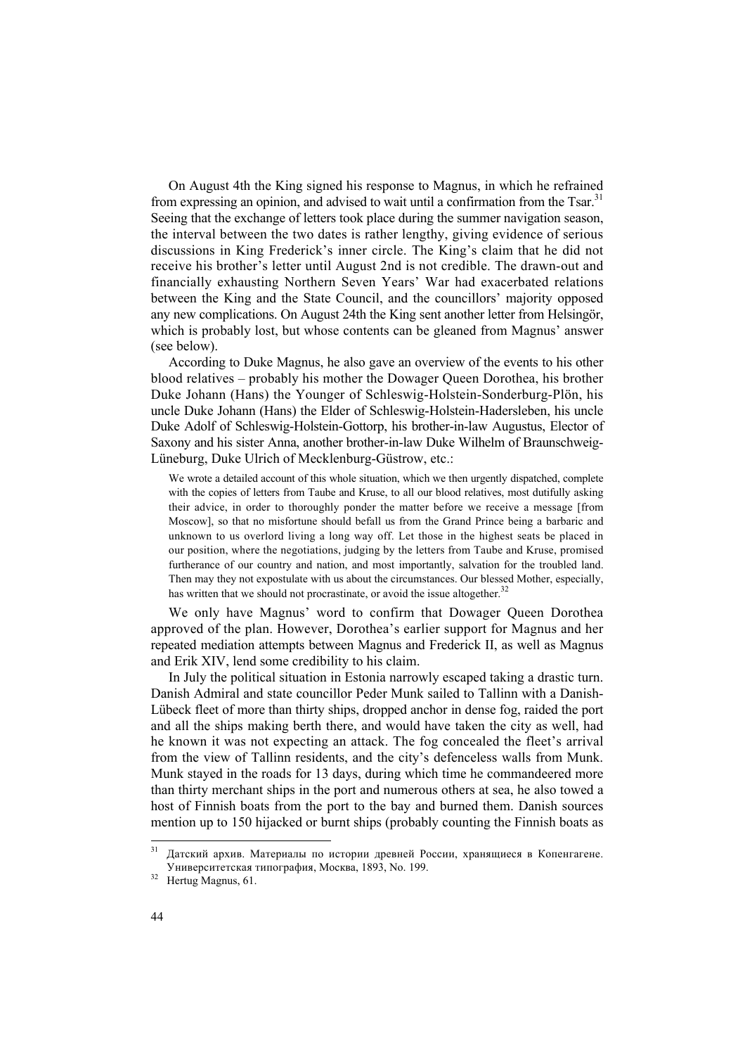On August 4th the King signed his response to Magnus, in which he refrained from expressing an opinion, and advised to wait until a confirmation from the Tsar.[31] Seeing that the exchange of letters took place during the summer navigation season, the interval between the two dates is rather lengthy, giving evidence of serious discussions in King Frederick's inner circle. The King's claim that he did not receive his brother's letter until August 2nd is not credible. The drawn-out and financially exhausting Northern Seven Years' War had exacerbated relations between the King and the State Council, and the councillors' majority opposed any new complications. On August 24th the King sent another letter from Helsingör, which is probably lost, but whose contents can be gleaned from Magnus' answer (see below).

According to Duke Magnus, he also gave an overview of the events to his other blood relatives – probably his mother the Dowager Queen Dorothea, his brother Duke Johann (Hans) the Younger of Schleswig-Holstein-Sonderburg-Plön, his uncle Duke Johann (Hans) the Elder of Schleswig-Holstein-Hadersleben, his uncle Duke Adolf of Schleswig-Holstein-Gottorp, his brother-in-law Augustus, Elector of Saxony and his sister Anna, another brother-in-law Duke Wilhelm of Braunschweig-Lüneburg, Duke Ulrich of Mecklenburg-Güstrow, etc.:

> We wrote a detailed account of this whole situation, which we then urgently dispatched, complete with the copies of letters from Taube and Kruse, to all our blood relatives, most dutifully asking their advice, in order to thoroughly ponder the matter before we receive a message [from Moscow], so that no misfortune should befall us from the Grand Prince being a barbaric and unknown to us overlord living a long way off. Let those in the highest seats be placed in our position, where the negotiations, judging by the letters from Taube and Kruse, promised furtherance of our country and nation, and most importantly, salvation for the troubled land. Then may they not expostulate with us about the circumstances. Our blessed Mother, especially, has written that we should not procrastinate, or avoid the issue altogether.[32]

We only have Magnus' word to confirm that Dowager Queen Dorothea approved of the plan. However, Dorothea's earlier support for Magnus and her repeated mediation attempts between Magnus and Frederick II, as well as Magnus and Erik XIV, lend some credibility to his claim.

In July the political situation in Estonia narrowly escaped taking a drastic turn. Danish Admiral and state councillor Peder Munk sailed to Tallinn with a Danish-Lübeck fleet of more than thirty ships, dropped anchor in dense fog, raided the port and all the ships making berth there, and would have taken the city as well, had he known it was not expecting an attack. The fog concealed the fleet's arrival from the view of Tallinn residents, and the city's defenceless walls from Munk. Munk stayed in the roads for 13 days, during which time he commandeered more than thirty merchant ships in the port and numerous others at sea, he also towed a host of Finnish boats from the port to the bay and burned them. Danish sources mention up to 150 hijacked or burnt ships (probably counting the Finnish boats as

---

[31] Датский архив. Материалы по истории древней России, хранящиеся в Копенгагене. Университетская типография, Москва, 1893, No. 199.

[32] Hertug Magnus, 61.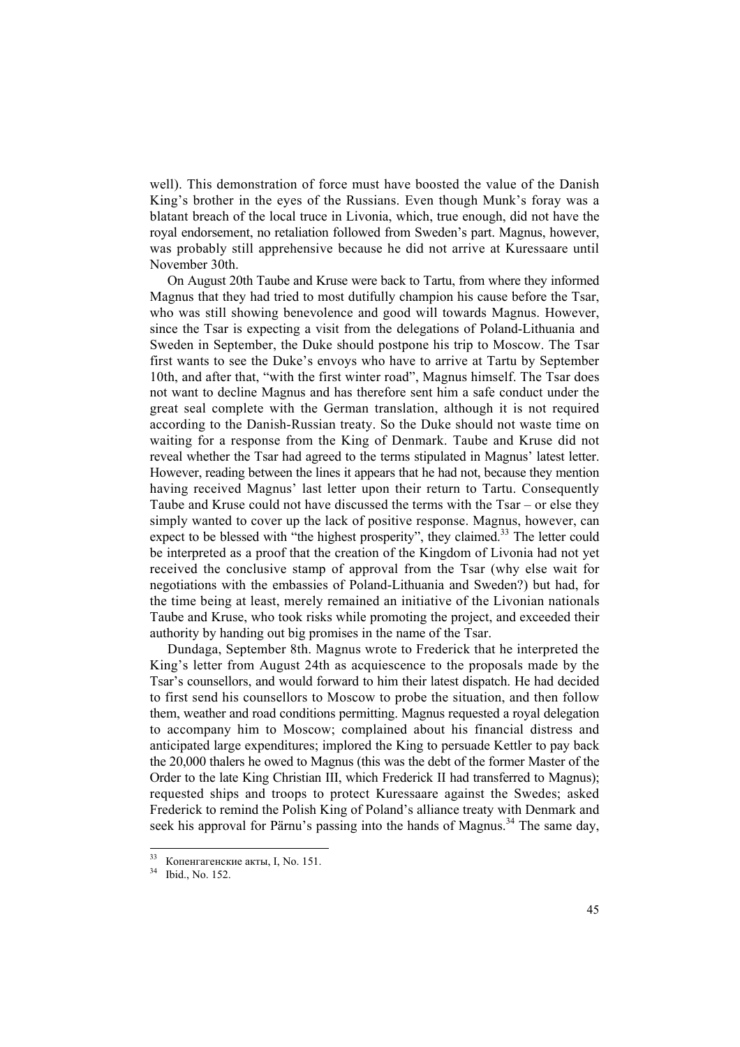well). This demonstration of force must have boosted the value of the Danish King's brother in the eyes of the Russians. Even though Munk's foray was a blatant breach of the local truce in Livonia, which, true enough, did not have the royal endorsement, no retaliation followed from Sweden's part. Magnus, however, was probably still apprehensive because he did not arrive at Kuressaare until November 30th.

On August 20th Taube and Kruse were back to Tartu, from where they informed Magnus that they had tried to most dutifully champion his cause before the Tsar, who was still showing benevolence and good will towards Magnus. However, since the Tsar is expecting a visit from the delegations of Poland-Lithuania and Sweden in September, the Duke should postpone his trip to Moscow. The Tsar first wants to see the Duke's envoys who have to arrive at Tartu by September 10th, and after that, "with the first winter road", Magnus himself. The Tsar does not want to decline Magnus and has therefore sent him a safe conduct under the great seal complete with the German translation, although it is not required according to the Danish-Russian treaty. So the Duke should not waste time on waiting for a response from the King of Denmark. Taube and Kruse did not reveal whether the Tsar had agreed to the terms stipulated in Magnus' latest letter. However, reading between the lines it appears that he had not, because they mention having received Magnus' last letter upon their return to Tartu. Consequently Taube and Kruse could not have discussed the terms with the Tsar – or else they simply wanted to cover up the lack of positive response. Magnus, however, can expect to be blessed with "the highest prosperity", they claimed.[33] The letter could be interpreted as a proof that the creation of the Kingdom of Livonia had not yet received the conclusive stamp of approval from the Tsar (why else wait for negotiations with the embassies of Poland-Lithuania and Sweden?) but had, for the time being at least, merely remained an initiative of the Livonian nationals Taube and Kruse, who took risks while promoting the project, and exceeded their authority by handing out big promises in the name of the Tsar.

Dundaga, September 8th. Magnus wrote to Frederick that he interpreted the King's letter from August 24th as acquiescence to the proposals made by the Tsar's counsellors, and would forward to him their latest dispatch. He had decided to first send his counsellors to Moscow to probe the situation, and then follow them, weather and road conditions permitting. Magnus requested a royal delegation to accompany him to Moscow; complained about his financial distress and anticipated large expenditures; implored the King to persuade Kettler to pay back the 20,000 thalers he owed to Magnus (this was the debt of the former Master of the Order to the late King Christian III, which Frederick II had transferred to Magnus); requested ships and troops to protect Kuressaare against the Swedes; asked Frederick to remind the Polish King of Poland's alliance treaty with Denmark and seek his approval for Pärnu's passing into the hands of Magnus.[34] The same day,

---

[33] Копенгагенские акты, I, No. 151.

[34] Ibid., No. 152.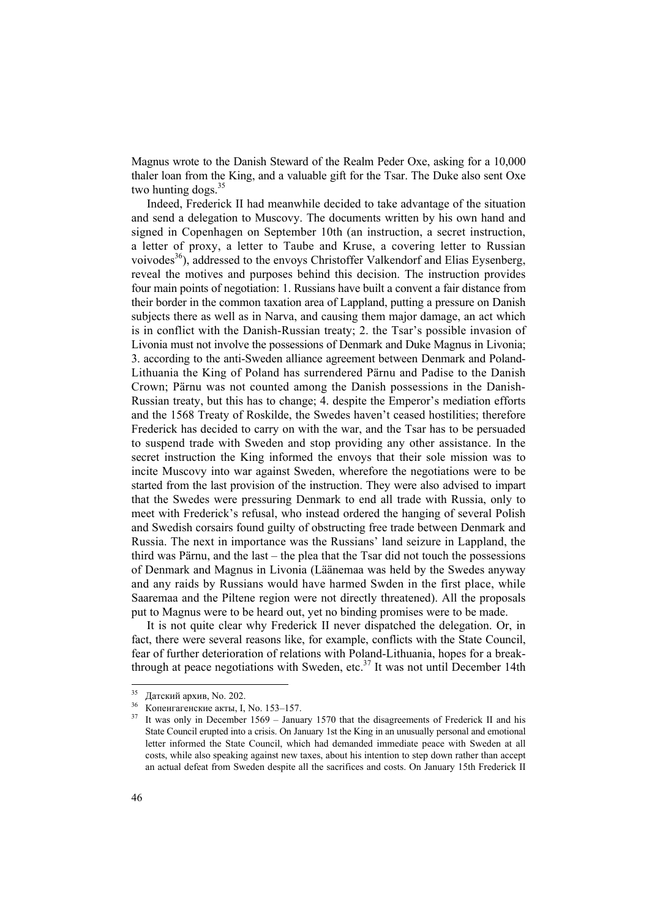Magnus wrote to the Danish Steward of the Realm Peder Oxe, asking for a 10,000 thaler loan from the King, and a valuable gift for the Tsar. The Duke also sent Oxe two hunting dogs.[35]

Indeed, Frederick II had meanwhile decided to take advantage of the situation and send a delegation to Muscovy. The documents written by his own hand and signed in Copenhagen on September 10th (an instruction, a secret instruction, a letter of proxy, a letter to Taube and Kruse, a covering letter to Russian voivodes[36]), addressed to the envoys Christoffer Valkendorf and Elias Eysenberg, reveal the motives and purposes behind this decision. The instruction provides four main points of negotiation: 1. Russians have built a convent a fair distance from their border in the common taxation area of Lappland, putting a pressure on Danish subjects there as well as in Narva, and causing them major damage, an act which is in conflict with the Danish-Russian treaty; 2. the Tsar's possible invasion of Livonia must not involve the possessions of Denmark and Duke Magnus in Livonia; 3. according to the anti-Sweden alliance agreement between Denmark and Poland-Lithuania the King of Poland has surrendered Pärnu and Padise to the Danish Crown; Pärnu was not counted among the Danish possessions in the Danish-Russian treaty, but this has to change; 4. despite the Emperor's mediation efforts and the 1568 Treaty of Roskilde, the Swedes haven't ceased hostilities; therefore Frederick has decided to carry on with the war, and the Tsar has to be persuaded to suspend trade with Sweden and stop providing any other assistance. In the secret instruction the King informed the envoys that their sole mission was to incite Muscovy into war against Sweden, wherefore the negotiations were to be started from the last provision of the instruction. They were also advised to impart that the Swedes were pressuring Denmark to end all trade with Russia, only to meet with Frederick's refusal, who instead ordered the hanging of several Polish and Swedish corsairs found guilty of obstructing free trade between Denmark and Russia. The next in importance was the Russians' land seizure in Lappland, the third was Pärnu, and the last – the plea that the Tsar did not touch the possessions of Denmark and Magnus in Livonia (Läänemaa was held by the Swedes anyway and any raids by Russians would have harmed Swden in the first place, while Saaremaa and the Piltene region were not directly threatened). All the proposals put to Magnus were to be heard out, yet no binding promises were to be made.

It is not quite clear why Frederick II never dispatched the delegation. Or, in fact, there were several reasons like, for example, conflicts with the State Council, fear of further deterioration of relations with Poland-Lithuania, hopes for a break-through at peace negotiations with Sweden, etc.[37] It was not until December 14th

---

[35] Датский архив, No. 202.

[36] Копенгагенские акты, I, No. 153–157.

[37] It was only in December 1569 – January 1570 that the disagreements of Frederick II and his State Council erupted into a crisis. On January 1st the King in an unusually personal and emotional letter informed the State Council, which had demanded immediate peace with Sweden at all costs, while also speaking against new taxes, about his intention to step down rather than accept an actual defeat from Sweden despite all the sacrifices and costs. On January 15th Frederick II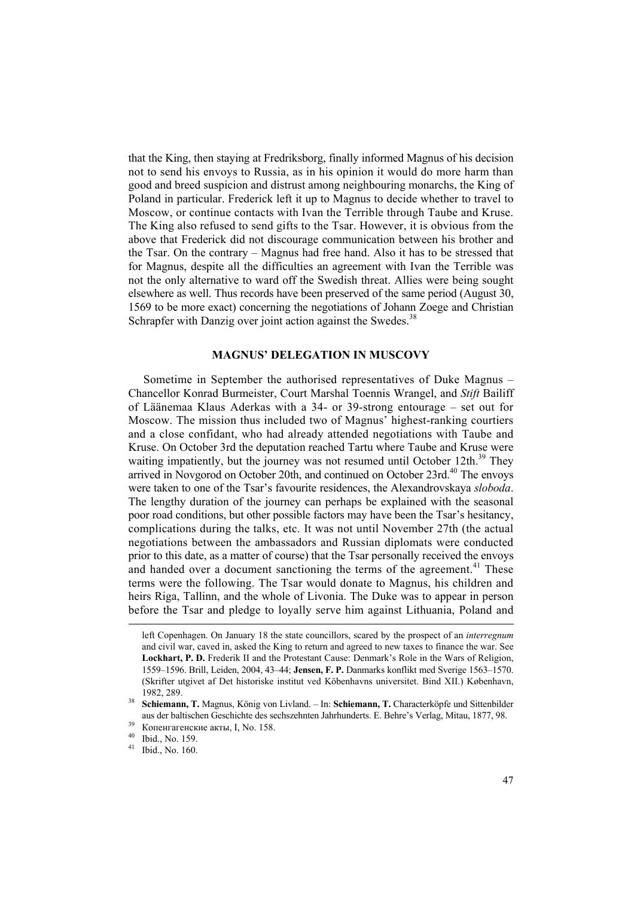that the King, then staying at Fredriksborg, finally informed Magnus of his decision not to send his envoys to Russia, as in his opinion it would do more harm than good and breed suspicion and distrust among neighbouring monarchs, the King of Poland in particular. Frederick left it up to Magnus to decide whether to travel to Moscow, or continue contacts with Ivan the Terrible through Taube and Kruse. The King also refused to send gifts to the Tsar. However, it is obvious from the above that Frederick did not discourage communication between his brother and the Tsar. On the contrary – Magnus had free hand. Also it has to be stressed that for Magnus, despite all the difficulties an agreement with Ivan the Terrible was not the only alternative to ward off the Swedish threat. Allies were being sought elsewhere as well. Thus records have been preserved of the same period (August 30, 1569 to be more exact) concerning the negotiations of Johann Zoege and Christian Schrapfer with Danzig over joint action against the Swedes.[38]

## MAGNUS' DELEGATION IN MUSCOVY

Sometime in September the authorised representatives of Duke Magnus – Chancellor Konrad Burmeister, Court Marshal Toennis Wrangel, and *Stift* Bailiff of Läänemaa Klaus Aderkas with a 34- or 39-strong entourage – set out for Moscow. The mission thus included two of Magnus' highest-ranking courtiers and a close confidant, who had already attended negotiations with Taube and Kruse. On October 3rd the deputation reached Tartu where Taube and Kruse were waiting impatiently, but the journey was not resumed until October 12th.[39] They arrived in Novgorod on October 20th, and continued on October 23rd.[40] The envoys were taken to one of the Tsar's favourite residences, the Alexandrovskaya *sloboda*. The lengthy duration of the journey can perhaps be explained with the seasonal poor road conditions, but other possible factors may have been the Tsar's hesitancy, complications during the talks, etc. It was not until November 27th (the actual negotiations between the ambassadors and Russian diplomats were conducted prior to this date, as a matter of course) that the Tsar personally received the envoys and handed over a document sanctioning the terms of the agreement.[41] These terms were the following. The Tsar would donate to Magnus, his children and heirs Riga, Tallinn, and the whole of Livonia. The Duke was to appear in person before the Tsar and pledge to loyally serve him against Lithuania, Poland and

---

left Copenhagen. On January 18 the state councillors, scared by the prospect of an *interregnum* and civil war, caved in, asked the King to return and agreed to new taxes to finance the war. See **Lockhart, P. D.** Frederik II and the Protestant Cause: Denmark's Role in the Wars of Religion, 1559–1596. Brill, Leiden, 2004, 43–44; **Jensen, F. P.** Danmarks konflikt med Sverige 1563–1570. (Skrifter utgivet af Det historiske institut ved Köbenhavns universitet. Bind XII.) København, 1982, 289.

[38] **Schiemann, T.** Magnus, König von Livland. – In: **Schiemann, T.** Characterköpfe und Sittenbilder aus der baltischen Geschichte des sechszehnten Jahrhunderts. E. Behre's Verlag, Mitau, 1877, 98.

[39] Копенгагенские акты, I, No. 158.

[40] Ibid., No. 159.

[41] Ibid., No. 160.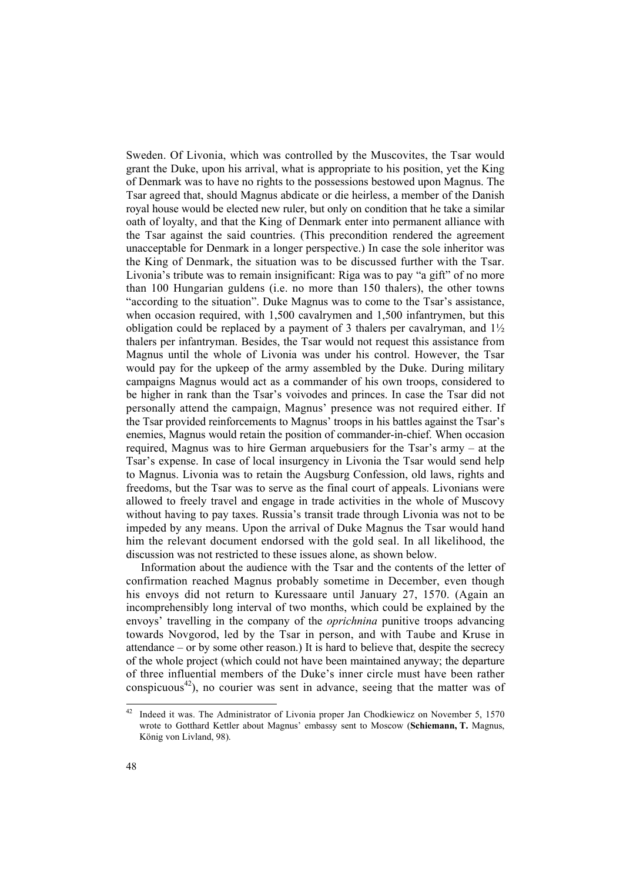Sweden. Of Livonia, which was controlled by the Muscovites, the Tsar would grant the Duke, upon his arrival, what is appropriate to his position, yet the King of Denmark was to have no rights to the possessions bestowed upon Magnus. The Tsar agreed that, should Magnus abdicate or die heirless, a member of the Danish royal house would be elected new ruler, but only on condition that he take a similar oath of loyalty, and that the King of Denmark enter into permanent alliance with the Tsar against the said countries. (This precondition rendered the agreement unacceptable for Denmark in a longer perspective.) In case the sole inheritor was the King of Denmark, the situation was to be discussed further with the Tsar. Livonia's tribute was to remain insignificant: Riga was to pay "a gift" of no more than 100 Hungarian guldens (i.e. no more than 150 thalers), the other towns "according to the situation". Duke Magnus was to come to the Tsar's assistance, when occasion required, with 1,500 cavalrymen and 1,500 infantrymen, but this obligation could be replaced by a payment of 3 thalers per cavalryman, and 1½ thalers per infantryman. Besides, the Tsar would not request this assistance from Magnus until the whole of Livonia was under his control. However, the Tsar would pay for the upkeep of the army assembled by the Duke. During military campaigns Magnus would act as a commander of his own troops, considered to be higher in rank than the Tsar's voivodes and princes. In case the Tsar did not personally attend the campaign, Magnus' presence was not required either. If the Tsar provided reinforcements to Magnus' troops in his battles against the Tsar's enemies, Magnus would retain the position of commander-in-chief. When occasion required, Magnus was to hire German arquebusiers for the Tsar's army – at the Tsar's expense. In case of local insurgency in Livonia the Tsar would send help to Magnus. Livonia was to retain the Augsburg Confession, old laws, rights and freedoms, but the Tsar was to serve as the final court of appeals. Livonians were allowed to freely travel and engage in trade activities in the whole of Muscovy without having to pay taxes. Russia's transit trade through Livonia was not to be impeded by any means. Upon the arrival of Duke Magnus the Tsar would hand him the relevant document endorsed with the gold seal. In all likelihood, the discussion was not restricted to these issues alone, as shown below.

Information about the audience with the Tsar and the contents of the letter of confirmation reached Magnus probably sometime in December, even though his envoys did not return to Kuressaare until January 27, 1570. (Again an incomprehensibly long interval of two months, which could be explained by the envoys' travelling in the company of the *oprichnina* punitive troops advancing towards Novgorod, led by the Tsar in person, and with Taube and Kruse in attendance – or by some other reason.) It is hard to believe that, despite the secrecy of the whole project (which could not have been maintained anyway; the departure of three influential members of the Duke's inner circle must have been rather conspicuous[42]), no courier was sent in advance, seeing that the matter was of

[42] Indeed it was. The Administrator of Livonia proper Jan Chodkiewicz on November 5, 1570 wrote to Gotthard Kettler about Magnus' embassy sent to Moscow (**Schiemann, T.** Magnus, König von Livland, 98).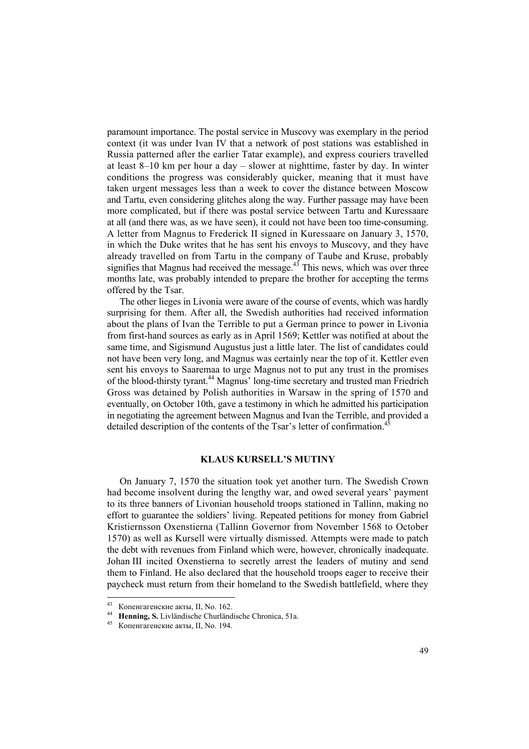paramount importance. The postal service in Muscovy was exemplary in the period context (it was under Ivan IV that a network of post stations was established in Russia patterned after the earlier Tatar example), and express couriers travelled at least 8–10 km per hour a day – slower at nighttime, faster by day. In winter conditions the progress was considerably quicker, meaning that it must have taken urgent messages less than a week to cover the distance between Moscow and Tartu, even considering glitches along the way. Further passage may have been more complicated, but if there was postal service between Tartu and Kuressaare at all (and there was, as we have seen), it could not have been too time-consuming. A letter from Magnus to Frederick II signed in Kuressaare on January 3, 1570, in which the Duke writes that he has sent his envoys to Muscovy, and they have already travelled on from Tartu in the company of Taube and Kruse, probably signifies that Magnus had received the message.[43] This news, which was over three months late, was probably intended to prepare the brother for accepting the terms offered by the Tsar.

The other lieges in Livonia were aware of the course of events, which was hardly surprising for them. After all, the Swedish authorities had received information about the plans of Ivan the Terrible to put a German prince to power in Livonia from first-hand sources as early as in April 1569; Kettler was notified at about the same time, and Sigismund Augustus just a little later. The list of candidates could not have been very long, and Magnus was certainly near the top of it. Kettler even sent his envoys to Saaremaa to urge Magnus not to put any trust in the promises of the blood-thirsty tyrant.[44] Magnus' long-time secretary and trusted man Friedrich Gross was detained by Polish authorities in Warsaw in the spring of 1570 and eventually, on October 10th, gave a testimony in which he admitted his participation in negotiating the agreement between Magnus and Ivan the Terrible, and provided a detailed description of the contents of the Tsar's letter of confirmation.[45]

## KLAUS KURSELL'S MUTINY

On January 7, 1570 the situation took yet another turn. The Swedish Crown had become insolvent during the lengthy war, and owed several years' payment to its three banners of Livonian household troops stationed in Tallinn, making no effort to guarantee the soldiers' living. Repeated petitions for money from Gabriel Kristiernsson Oxenstierna (Tallinn Governor from November 1568 to October 1570) as well as Kursell were virtually dismissed. Attempts were made to patch the debt with revenues from Finland which were, however, chronically inadequate. Johan III incited Oxenstierna to secretly arrest the leaders of mutiny and send them to Finland. He also declared that the household troops eager to receive their paycheck must return from their homeland to the Swedish battlefield, where they

---

[43] Копенгагенские акты, II, No. 162.

[44] **Henning, S.** Livländische Churländische Chronica, 51a.

[45] Копенгагенские акты, II, No. 194.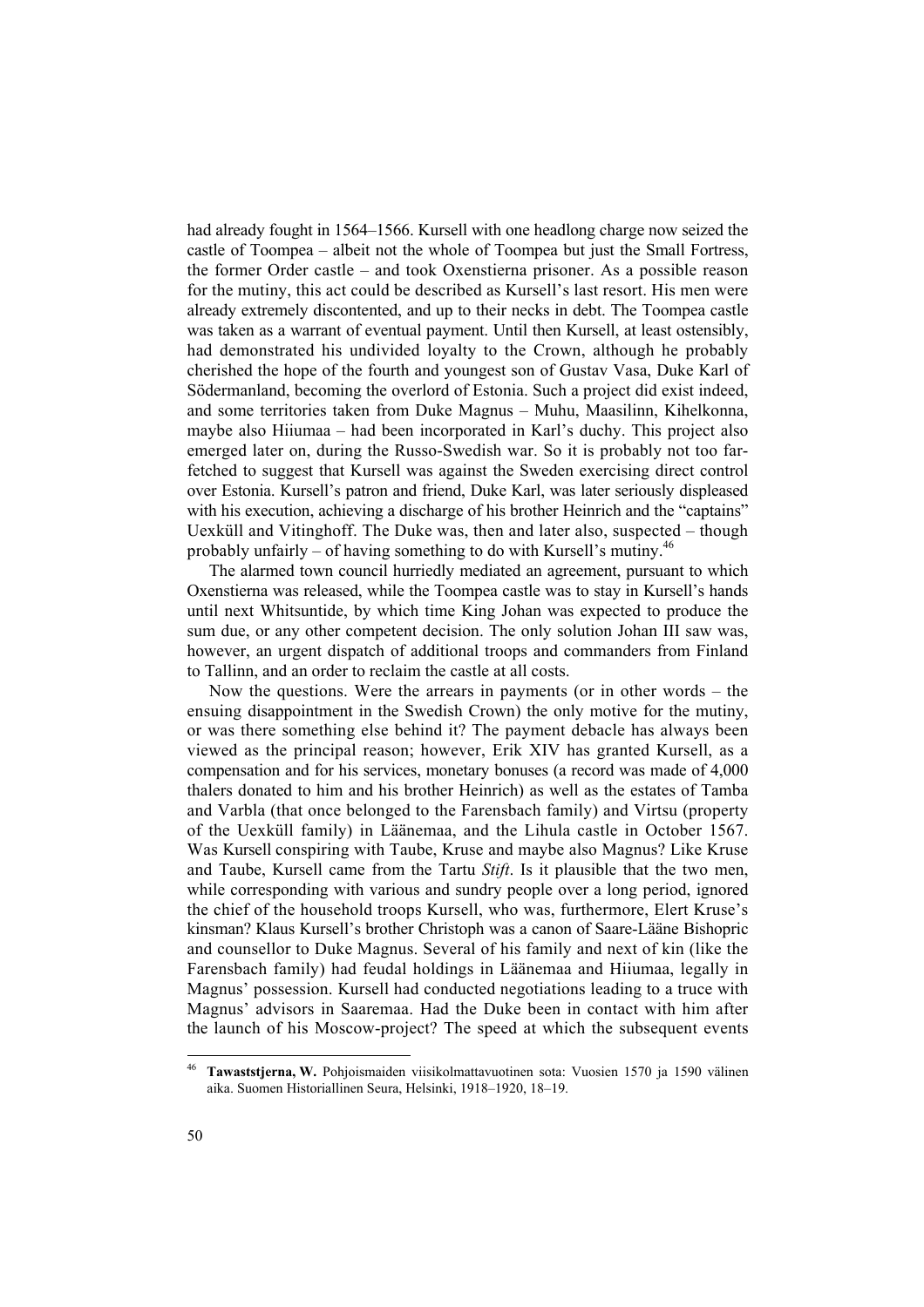had already fought in 1564–1566. Kursell with one headlong charge now seized the castle of Toompea – albeit not the whole of Toompea but just the Small Fortress, the former Order castle – and took Oxenstierna prisoner. As a possible reason for the mutiny, this act could be described as Kursell's last resort. His men were already extremely discontented, and up to their necks in debt. The Toompea castle was taken as a warrant of eventual payment. Until then Kursell, at least ostensibly, had demonstrated his undivided loyalty to the Crown, although he probably cherished the hope of the fourth and youngest son of Gustav Vasa, Duke Karl of Södermanland, becoming the overlord of Estonia. Such a project did exist indeed, and some territories taken from Duke Magnus – Muhu, Maasilinn, Kihelkonna, maybe also Hiiumaa – had been incorporated in Karl's duchy. This project also emerged later on, during the Russo-Swedish war. So it is probably not too far-fetched to suggest that Kursell was against the Sweden exercising direct control over Estonia. Kursell's patron and friend, Duke Karl, was later seriously displeased with his execution, achieving a discharge of his brother Heinrich and the "captains" Uexküll and Vitinghoff. The Duke was, then and later also, suspected – though probably unfairly – of having something to do with Kursell's mutiny.[46]

The alarmed town council hurriedly mediated an agreement, pursuant to which Oxenstierna was released, while the Toompea castle was to stay in Kursell's hands until next Whitsuntide, by which time King Johan was expected to produce the sum due, or any other competent decision. The only solution Johan III saw was, however, an urgent dispatch of additional troops and commanders from Finland to Tallinn, and an order to reclaim the castle at all costs.

Now the questions. Were the arrears in payments (or in other words – the ensuing disappointment in the Swedish Crown) the only motive for the mutiny, or was there something else behind it? The payment debacle has always been viewed as the principal reason; however, Erik XIV has granted Kursell, as a compensation and for his services, monetary bonuses (a record was made of 4,000 thalers donated to him and his brother Heinrich) as well as the estates of Tamba and Varbla (that once belonged to the Farensbach family) and Virtsu (property of the Uexküll family) in Läänemaa, and the Lihula castle in October 1567. Was Kursell conspiring with Taube, Kruse and maybe also Magnus? Like Kruse and Taube, Kursell came from the Tartu *Stift*. Is it plausible that the two men, while corresponding with various and sundry people over a long period, ignored the chief of the household troops Kursell, who was, furthermore, Elert Kruse's kinsman? Klaus Kursell's brother Christoph was a canon of Saare-Lääne Bishopric and counsellor to Duke Magnus. Several of his family and next of kin (like the Farensbach family) had feudal holdings in Läänemaa and Hiiumaa, legally in Magnus' possession. Kursell had conducted negotiations leading to a truce with Magnus' advisors in Saaremaa. Had the Duke been in contact with him after the launch of his Moscow-project? The speed at which the subsequent events

---

[46] **Tawaststjerna, W.** Pohjoismaiden viisikolmattavuotinen sota: Vuosien 1570 ja 1590 välinen aika. Suomen Historiallinen Seura, Helsinki, 1918–1920, 18–19.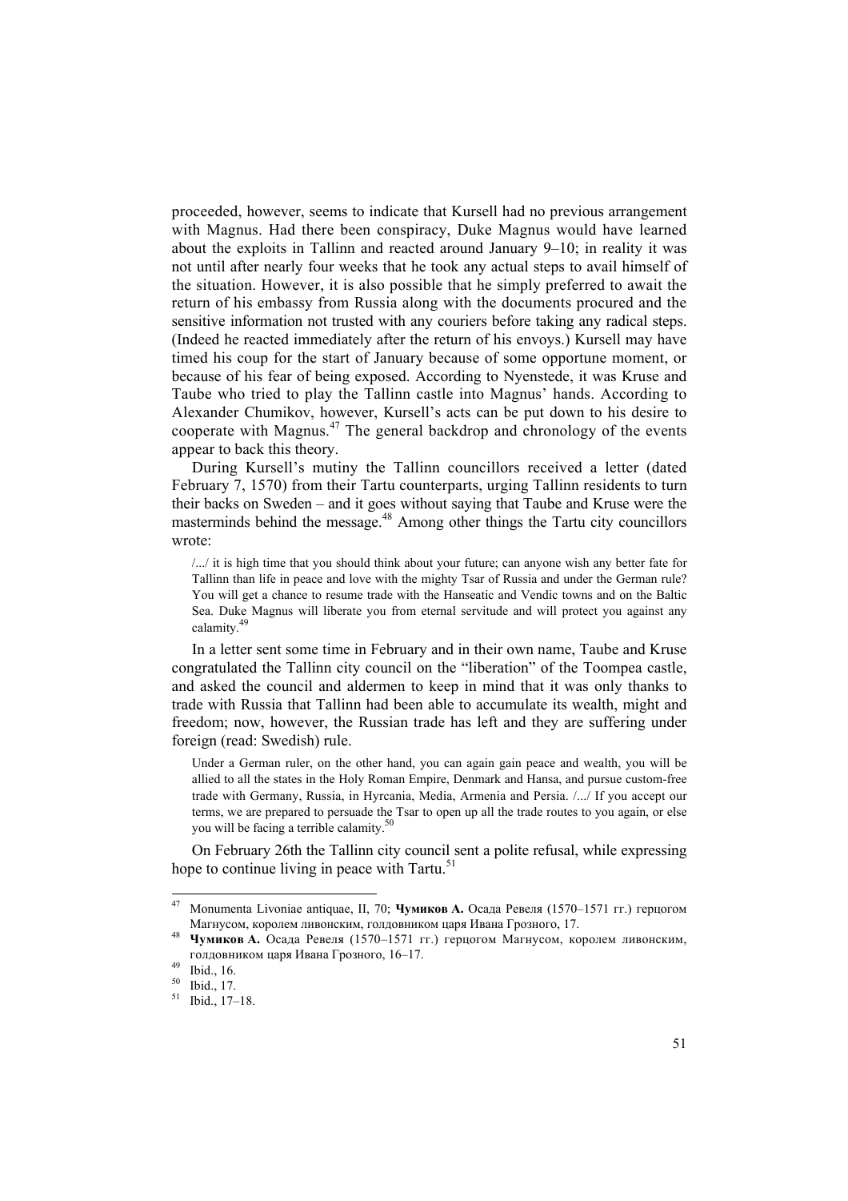proceeded, however, seems to indicate that Kursell had no previous arrangement with Magnus. Had there been conspiracy, Duke Magnus would have learned about the exploits in Tallinn and reacted around January 9–10; in reality it was not until after nearly four weeks that he took any actual steps to avail himself of the situation. However, it is also possible that he simply preferred to await the return of his embassy from Russia along with the documents procured and the sensitive information not trusted with any couriers before taking any radical steps. (Indeed he reacted immediately after the return of his envoys.) Kursell may have timed his coup for the start of January because of some opportune moment, or because of his fear of being exposed. According to Nyenstede, it was Kruse and Taube who tried to play the Tallinn castle into Magnus' hands. According to Alexander Chumikov, however, Kursell's acts can be put down to his desire to cooperate with Magnus.[47] The general backdrop and chronology of the events appear to back this theory.

During Kursell's mutiny the Tallinn councillors received a letter (dated February 7, 1570) from their Tartu counterparts, urging Tallinn residents to turn their backs on Sweden – and it goes without saying that Taube and Kruse were the masterminds behind the message.[48] Among other things the Tartu city councillors wrote:

> /.../ it is high time that you should think about your future; can anyone wish any better fate for Tallinn than life in peace and love with the mighty Tsar of Russia and under the German rule? You will get a chance to resume trade with the Hanseatic and Vendic towns and on the Baltic Sea. Duke Magnus will liberate you from eternal servitude and will protect you against any calamity.[49]

In a letter sent some time in February and in their own name, Taube and Kruse congratulated the Tallinn city council on the "liberation" of the Toompea castle, and asked the council and aldermen to keep in mind that it was only thanks to trade with Russia that Tallinn had been able to accumulate its wealth, might and freedom; now, however, the Russian trade has left and they are suffering under foreign (read: Swedish) rule.

> Under a German ruler, on the other hand, you can again gain peace and wealth, you will be allied to all the states in the Holy Roman Empire, Denmark and Hansa, and pursue custom-free trade with Germany, Russia, in Hyrcania, Media, Armenia and Persia. /.../ If you accept our terms, we are prepared to persuade the Tsar to open up all the trade routes to you again, or else you will be facing a terrible calamity.[50]

On February 26th the Tallinn city council sent a polite refusal, while expressing hope to continue living in peace with Tartu.[51]

---

[47] Monumenta Livoniae antiquae, II, 70; **Чумиков А.** Осада Ревеля (1570–1571 гг.) герцогом Магнусом, королем ливонским, голдовником царя Ивана Грозного, 17.

[48] **Чумиков А.** Осада Ревеля (1570–1571 гг.) герцогом Магнусом, королем ливонским, голдовником царя Ивана Грозного, 16–17.

[49] Ibid., 16.

[50] Ibid., 17.

[51] Ibid., 17–18.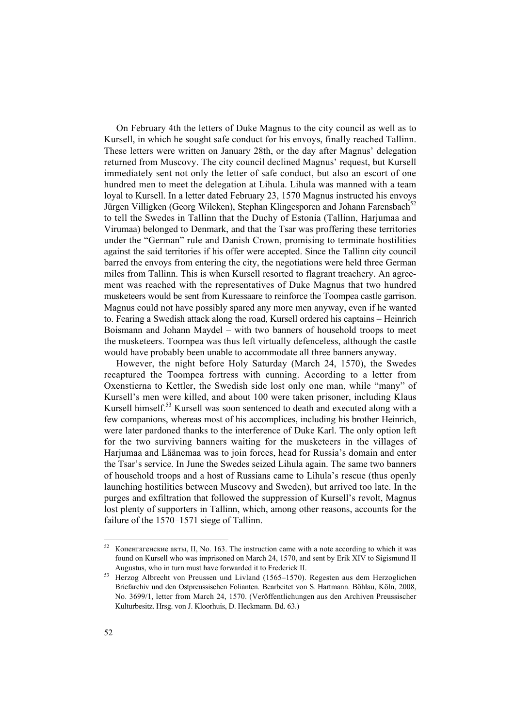On February 4th the letters of Duke Magnus to the city council as well as to Kursell, in which he sought safe conduct for his envoys, finally reached Tallinn. These letters were written on January 28th, or the day after Magnus' delegation returned from Muscovy. The city council declined Magnus' request, but Kursell immediately sent not only the letter of safe conduct, but also an escort of one hundred men to meet the delegation at Lihula. Lihula was manned with a team loyal to Kursell. In a letter dated February 23, 1570 Magnus instructed his envoys Jürgen Villigken (Georg Wilcken), Stephan Klingesporen and Johann Farensbach[52] to tell the Swedes in Tallinn that the Duchy of Estonia (Tallinn, Harjumaa and Virumaa) belonged to Denmark, and that the Tsar was proffering these territories under the "German" rule and Danish Crown, promising to terminate hostilities against the said territories if his offer were accepted. Since the Tallinn city council barred the envoys from entering the city, the negotiations were held three German miles from Tallinn. This is when Kursell resorted to flagrant treachery. An agreement was reached with the representatives of Duke Magnus that two hundred musketeers would be sent from Kuressaare to reinforce the Toompea castle garrison. Magnus could not have possibly spared any more men anyway, even if he wanted to. Fearing a Swedish attack along the road, Kursell ordered his captains – Heinrich Boismann and Johann Maydel – with two banners of household troops to meet the musketeers. Toompea was thus left virtually defenceless, although the castle would have probably been unable to accommodate all three banners anyway.

However, the night before Holy Saturday (March 24, 1570), the Swedes recaptured the Toompea fortress with cunning. According to a letter from Oxenstierna to Kettler, the Swedish side lost only one man, while "many" of Kursell's men were killed, and about 100 were taken prisoner, including Klaus Kursell himself.[53] Kursell was soon sentenced to death and executed along with a few companions, whereas most of his accomplices, including his brother Heinrich, were later pardoned thanks to the interference of Duke Karl. The only option left for the two surviving banners waiting for the musketeers in the villages of Harjumaa and Läänemaa was to join forces, head for Russia's domain and enter the Tsar's service. In June the Swedes seized Lihula again. The same two banners of household troops and a host of Russians came to Lihula's rescue (thus openly launching hostilities between Muscovy and Sweden), but arrived too late. In the purges and exfiltration that followed the suppression of Kursell's revolt, Magnus lost plenty of supporters in Tallinn, which, among other reasons, accounts for the failure of the 1570–1571 siege of Tallinn.

---

[52] Копенгагенские акты, II, No. 163. The instruction came with a note according to which it was found on Kursell who was imprisoned on March 24, 1570, and sent by Erik XIV to Sigismund II Augustus, who in turn must have forwarded it to Frederick II.

[53] Herzog Albrecht von Preussen und Livland (1565–1570). Regesten aus dem Herzoglichen Briefarchiv und den Ostpreussischen Folianten. Bearbeitet von S. Hartmann. Böhlau, Köln, 2008, No. 3699/1, letter from March 24, 1570. (Veröffentlichungen aus den Archiven Preussischer Kulturbesitz. Hrsg. von J. Kloorhuis, D. Heckmann. Bd. 63.)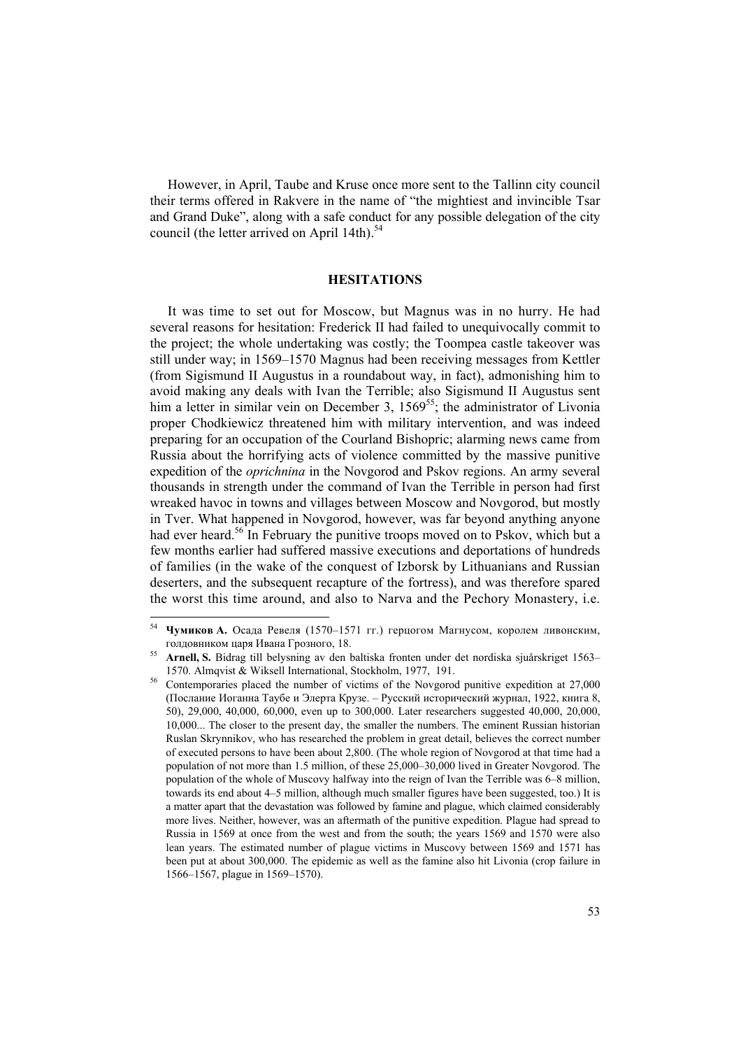However, in April, Taube and Kruse once more sent to the Tallinn city council their terms offered in Rakvere in the name of "the mightiest and invincible Tsar and Grand Duke", along with a safe conduct for any possible delegation of the city council (the letter arrived on April 14th).[54]

## HESITATIONS

It was time to set out for Moscow, but Magnus was in no hurry. He had several reasons for hesitation: Frederick II had failed to unequivocally commit to the project; the whole undertaking was costly; the Toompea castle takeover was still under way; in 1569–1570 Magnus had been receiving messages from Kettler (from Sigismund II Augustus in a roundabout way, in fact), admonishing him to avoid making any deals with Ivan the Terrible; also Sigismund II Augustus sent him a letter in similar vein on December 3, 1569[55]; the administrator of Livonia proper Chodkiewicz threatened him with military intervention, and was indeed preparing for an occupation of the Courland Bishopric; alarming news came from Russia about the horrifying acts of violence committed by the massive punitive expedition of the *oprichnina* in the Novgorod and Pskov regions. An army several thousands in strength under the command of Ivan the Terrible in person had first wreaked havoc in towns and villages between Moscow and Novgorod, but mostly in Tver. What happened in Novgorod, however, was far beyond anything anyone had ever heard.[56] In February the punitive troops moved on to Pskov, which but a few months earlier had suffered massive executions and deportations of hundreds of families (in the wake of the conquest of Izborsk by Lithuanians and Russian deserters, and the subsequent recapture of the fortress), and was therefore spared the worst this time around, and also to Narva and the Pechory Monastery, i.e.

---

[54] **Чумиков А.** Осада Ревеля (1570–1571 гг.) герцогом Магнусом, королем ливонским, голдовником царя Ивана Грозного, 18.

[55] **Arnell, S.** Bidrag till belysning av den baltiska fronten under det nordiska sjuårskriget 1563–1570. Almqvist & Wiksell International, Stockholm, 1977, 191.

[56] Contemporaries placed the number of victims of the Novgorod punitive expedition at 27,000 (Послание Иоганна Таубе и Элерта Крузе. – Русский исторический журнал, 1922, книга 8, 50), 29,000, 40,000, 60,000, even up to 300,000. Later researchers suggested 40,000, 20,000, 10,000... The closer to the present day, the smaller the numbers. The eminent Russian historian Ruslan Skrynnikov, who has researched the problem in great detail, believes the correct number of executed persons to have been about 2,800. (The whole region of Novgorod at that time had a population of not more than 1.5 million, of these 25,000–30,000 lived in Greater Novgorod. The population of the whole of Muscovy halfway into the reign of Ivan the Terrible was 6–8 million, towards its end about 4–5 million, although much smaller figures have been suggested, too.) It is a matter apart that the devastation was followed by famine and plague, which claimed considerably more lives. Neither, however, was an aftermath of the punitive expedition. Plague had spread to Russia in 1569 at once from the west and from the south; the years 1569 and 1570 were also lean years. The estimated number of plague victims in Muscovy between 1569 and 1571 has been put at about 300,000. The epidemic as well as the famine also hit Livonia (crop failure in 1566–1567, plague in 1569–1570).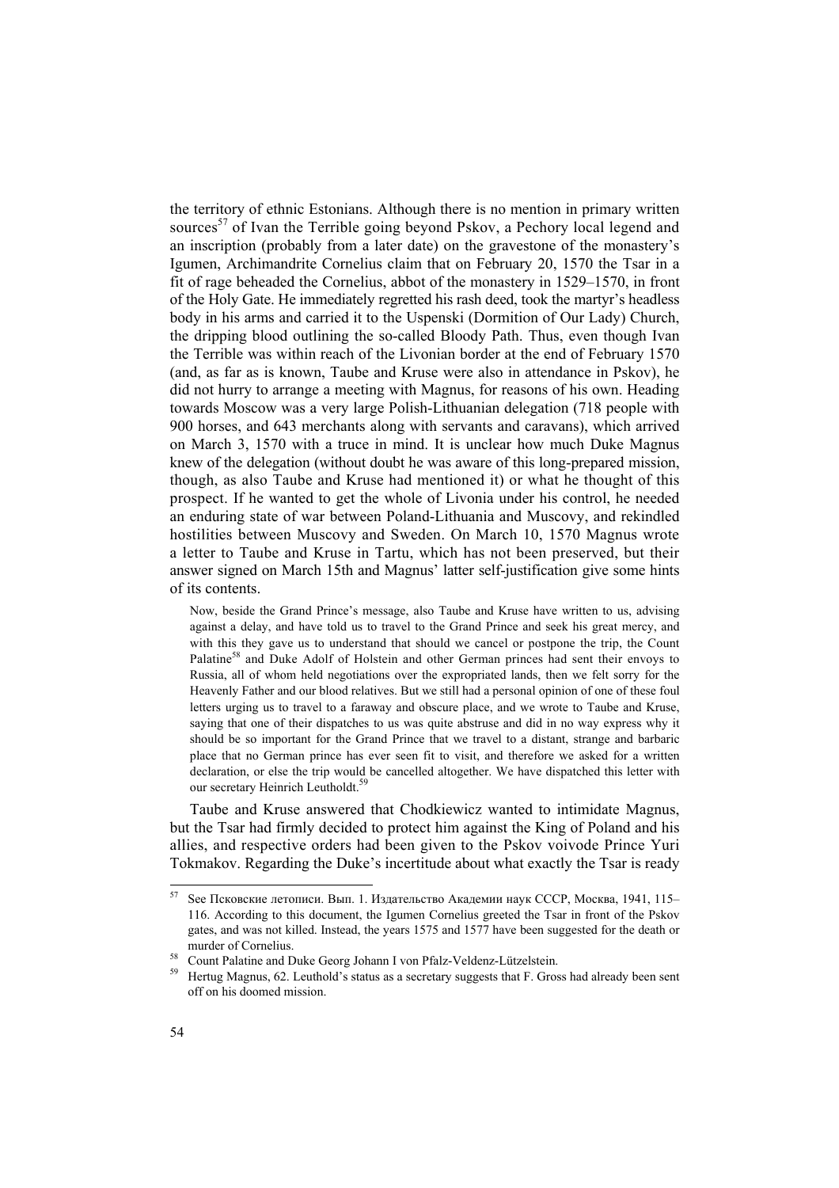the territory of ethnic Estonians. Although there is no mention in primary written sources[57] of Ivan the Terrible going beyond Pskov, a Pechory local legend and an inscription (probably from a later date) on the gravestone of the monastery's Igumen, Archimandrite Cornelius claim that on February 20, 1570 the Tsar in a fit of rage beheaded the Cornelius, abbot of the monastery in 1529–1570, in front of the Holy Gate. He immediately regretted his rash deed, took the martyr's headless body in his arms and carried it to the Uspenski (Dormition of Our Lady) Church, the dripping blood outlining the so-called Bloody Path. Thus, even though Ivan the Terrible was within reach of the Livonian border at the end of February 1570 (and, as far as is known, Taube and Kruse were also in attendance in Pskov), he did not hurry to arrange a meeting with Magnus, for reasons of his own. Heading towards Moscow was a very large Polish-Lithuanian delegation (718 people with 900 horses, and 643 merchants along with servants and caravans), which arrived on March 3, 1570 with a truce in mind. It is unclear how much Duke Magnus knew of the delegation (without doubt he was aware of this long-prepared mission, though, as also Taube and Kruse had mentioned it) or what he thought of this prospect. If he wanted to get the whole of Livonia under his control, he needed an enduring state of war between Poland-Lithuania and Muscovy, and rekindled hostilities between Muscovy and Sweden. On March 10, 1570 Magnus wrote a letter to Taube and Kruse in Tartu, which has not been preserved, but their answer signed on March 15th and Magnus' latter self-justification give some hints of its contents.

> Now, beside the Grand Prince's message, also Taube and Kruse have written to us, advising against a delay, and have told us to travel to the Grand Prince and seek his great mercy, and with this they gave us to understand that should we cancel or postpone the trip, the Count Palatine[58] and Duke Adolf of Holstein and other German princes had sent their envoys to Russia, all of whom held negotiations over the expropriated lands, then we felt sorry for the Heavenly Father and our blood relatives. But we still had a personal opinion of one of these foul letters urging us to travel to a faraway and obscure place, and we wrote to Taube and Kruse, saying that one of their dispatches to us was quite abstruse and did in no way express why it should be so important for the Grand Prince that we travel to a distant, strange and barbaric place that no German prince has ever seen fit to visit, and therefore we asked for a written declaration, or else the trip would be cancelled altogether. We have dispatched this letter with our secretary Heinrich Leutholdt.[59]

Taube and Kruse answered that Chodkiewicz wanted to intimidate Magnus, but the Tsar had firmly decided to protect him against the King of Poland and his allies, and respective orders had been given to the Pskov voivode Prince Yuri Tokmakov. Regarding the Duke's incertitude about what exactly the Tsar is ready

---

[57] See Псковские летописи. Вып. 1. Издательство Академии наук СССР, Москва, 1941, 115–116. According to this document, the Igumen Cornelius greeted the Tsar in front of the Pskov gates, and was not killed. Instead, the years 1575 and 1577 have been suggested for the death or murder of Cornelius.

[58] Count Palatine and Duke Georg Johann I von Pfalz-Veldenz-Lützelstein.

[59] Hertug Magnus, 62. Leuthold's status as a secretary suggests that F. Gross had already been sent off on his doomed mission.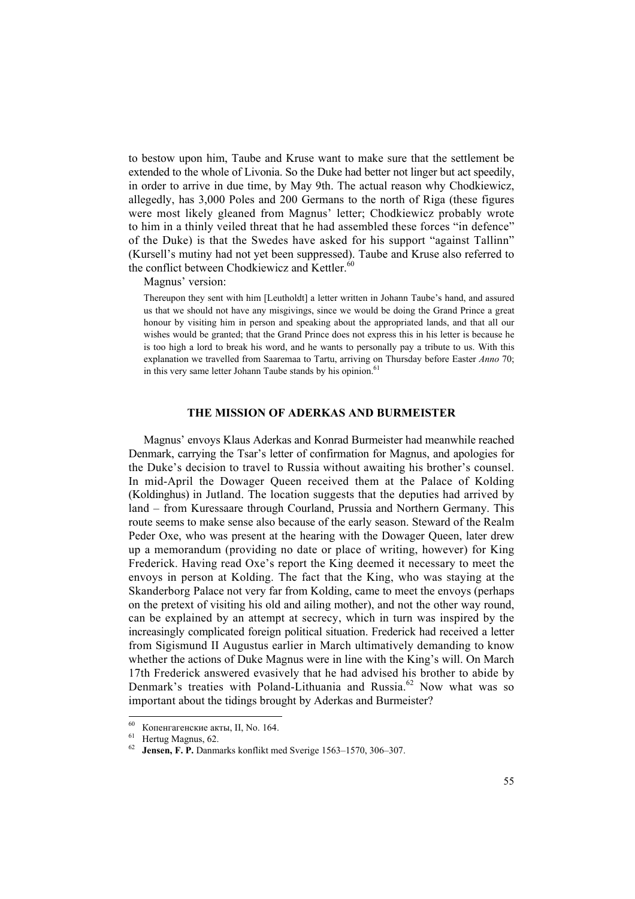to bestow upon him, Taube and Kruse want to make sure that the settlement be extended to the whole of Livonia. So the Duke had better not linger but act speedily, in order to arrive in due time, by May 9th. The actual reason why Chodkiewicz, allegedly, has 3,000 Poles and 200 Germans to the north of Riga (these figures were most likely gleaned from Magnus' letter; Chodkiewicz probably wrote to him in a thinly veiled threat that he had assembled these forces "in defence" of the Duke) is that the Swedes have asked for his support "against Tallinn" (Kursell's mutiny had not yet been suppressed). Taube and Kruse also referred to the conflict between Chodkiewicz and Kettler.[60]

Magnus' version:

> Thereupon they sent with him [Leutholdt] a letter written in Johann Taube's hand, and assured us that we should not have any misgivings, since we would be doing the Grand Prince a great honour by visiting him in person and speaking about the appropriated lands, and that all our wishes would be granted; that the Grand Prince does not express this in his letter is because he is too high a lord to break his word, and he wants to personally pay a tribute to us. With this explanation we travelled from Saaremaa to Tartu, arriving on Thursday before Easter *Anno* 70; in this very same letter Johann Taube stands by his opinion.[61]

## THE MISSION OF ADERKAS AND BURMEISTER

Magnus' envoys Klaus Aderkas and Konrad Burmeister had meanwhile reached Denmark, carrying the Tsar's letter of confirmation for Magnus, and apologies for the Duke's decision to travel to Russia without awaiting his brother's counsel. In mid-April the Dowager Queen received them at the Palace of Kolding (Koldinghus) in Jutland. The location suggests that the deputies had arrived by land – from Kuressaare through Courland, Prussia and Northern Germany. This route seems to make sense also because of the early season. Steward of the Realm Peder Oxe, who was present at the hearing with the Dowager Queen, later drew up a memorandum (providing no date or place of writing, however) for King Frederick. Having read Oxe's report the King deemed it necessary to meet the envoys in person at Kolding. The fact that the King, who was staying at the Skanderborg Palace not very far from Kolding, came to meet the envoys (perhaps on the pretext of visiting his old and ailing mother), and not the other way round, can be explained by an attempt at secrecy, which in turn was inspired by the increasingly complicated foreign political situation. Frederick had received a letter from Sigismund II Augustus earlier in March ultimatively demanding to know whether the actions of Duke Magnus were in line with the King's will. On March 17th Frederick answered evasively that he had advised his brother to abide by Denmark's treaties with Poland-Lithuania and Russia.[62] Now what was so important about the tidings brought by Aderkas and Burmeister?

---

[60] Копенгагенские акты, II, No. 164.

[61] Hertug Magnus, 62.

[62] **Jensen, F. P.** Danmarks konflikt med Sverige 1563–1570, 306–307.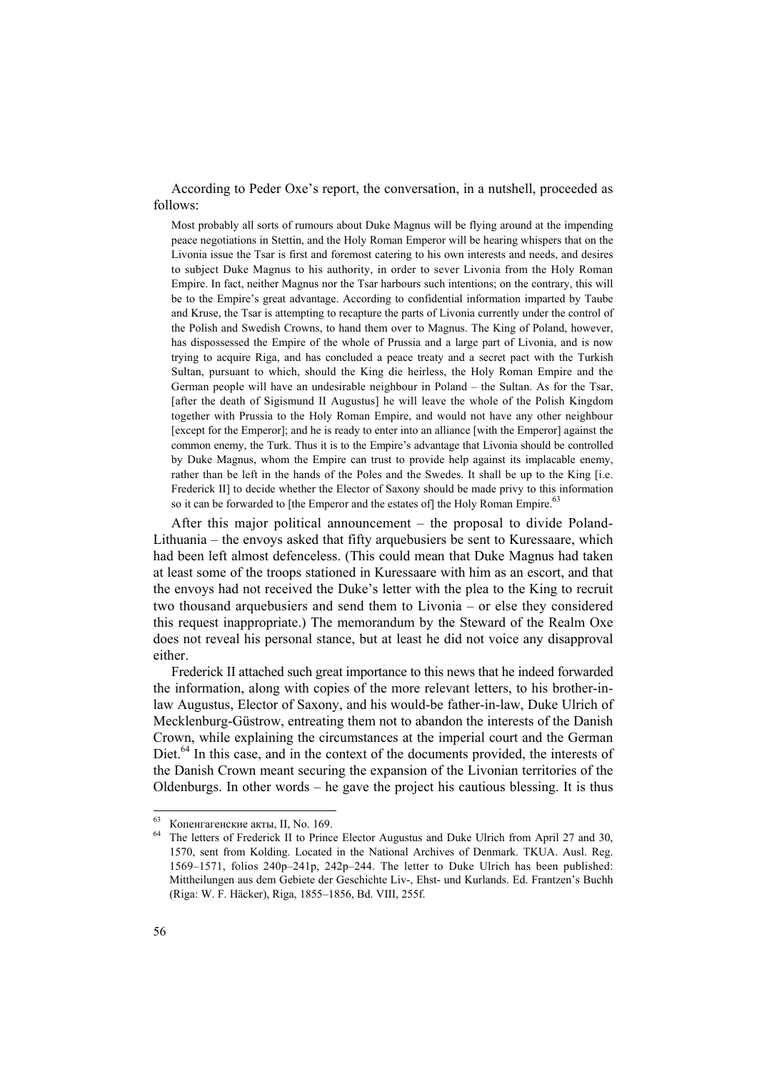According to Peder Oxe's report, the conversation, in a nutshell, proceeded as follows:

> Most probably all sorts of rumours about Duke Magnus will be flying around at the impending peace negotiations in Stettin, and the Holy Roman Emperor will be hearing whispers that on the Livonia issue the Tsar is first and foremost catering to his own interests and needs, and desires to subject Duke Magnus to his authority, in order to sever Livonia from the Holy Roman Empire. In fact, neither Magnus nor the Tsar harbours such intentions; on the contrary, this will be to the Empire's great advantage. According to confidential information imparted by Taube and Kruse, the Tsar is attempting to recapture the parts of Livonia currently under the control of the Polish and Swedish Crowns, to hand them over to Magnus. The King of Poland, however, has dispossessed the Empire of the whole of Prussia and a large part of Livonia, and is now trying to acquire Riga, and has concluded a peace treaty and a secret pact with the Turkish Sultan, pursuant to which, should the King die heirless, the Holy Roman Empire and the German people will have an undesirable neighbour in Poland – the Sultan. As for the Tsar, [after the death of Sigismund II Augustus] he will leave the whole of the Polish Kingdom together with Prussia to the Holy Roman Empire, and would not have any other neighbour [except for the Emperor]; and he is ready to enter into an alliance [with the Emperor] against the common enemy, the Turk. Thus it is to the Empire's advantage that Livonia should be controlled by Duke Magnus, whom the Empire can trust to provide help against its implacable enemy, rather than be left in the hands of the Poles and the Swedes. It shall be up to the King [i.e. Frederick II] to decide whether the Elector of Saxony should be made privy to this information so it can be forwarded to [the Emperor and the estates of] the Holy Roman Empire.[63]

After this major political announcement – the proposal to divide Poland-Lithuania – the envoys asked that fifty arquebusiers be sent to Kuressaare, which had been left almost defenceless. (This could mean that Duke Magnus had taken at least some of the troops stationed in Kuressaare with him as an escort, and that the envoys had not received the Duke's letter with the plea to the King to recruit two thousand arquebusiers and send them to Livonia – or else they considered this request inappropriate.) The memorandum by the Steward of the Realm Oxe does not reveal his personal stance, but at least he did not voice any disapproval either.

Frederick II attached such great importance to this news that he indeed forwarded the information, along with copies of the more relevant letters, to his brother-in-law Augustus, Elector of Saxony, and his would-be father-in-law, Duke Ulrich of Mecklenburg-Güstrow, entreating them not to abandon the interests of the Danish Crown, while explaining the circumstances at the imperial court and the German Diet.[64] In this case, and in the context of the documents provided, the interests of the Danish Crown meant securing the expansion of the Livonian territories of the Oldenburgs. In other words – he gave the project his cautious blessing. It is thus

---

[63] Копенгагенские акты, II, No. 169.

[64] The letters of Frederick II to Prince Elector Augustus and Duke Ulrich from April 27 and 30, 1570, sent from Kolding. Located in the National Archives of Denmark. TKUA. Ausl. Reg. 1569–1571, folios 240p–241p, 242p–244. The letter to Duke Ulrich has been published: Mittheilungen aus dem Gebiete der Geschichte Liv-, Ehst- und Kurlands. Ed. Frantzen's Buchh (Riga: W. F. Häcker), Riga, 1855–1856, Bd. VIII, 255f.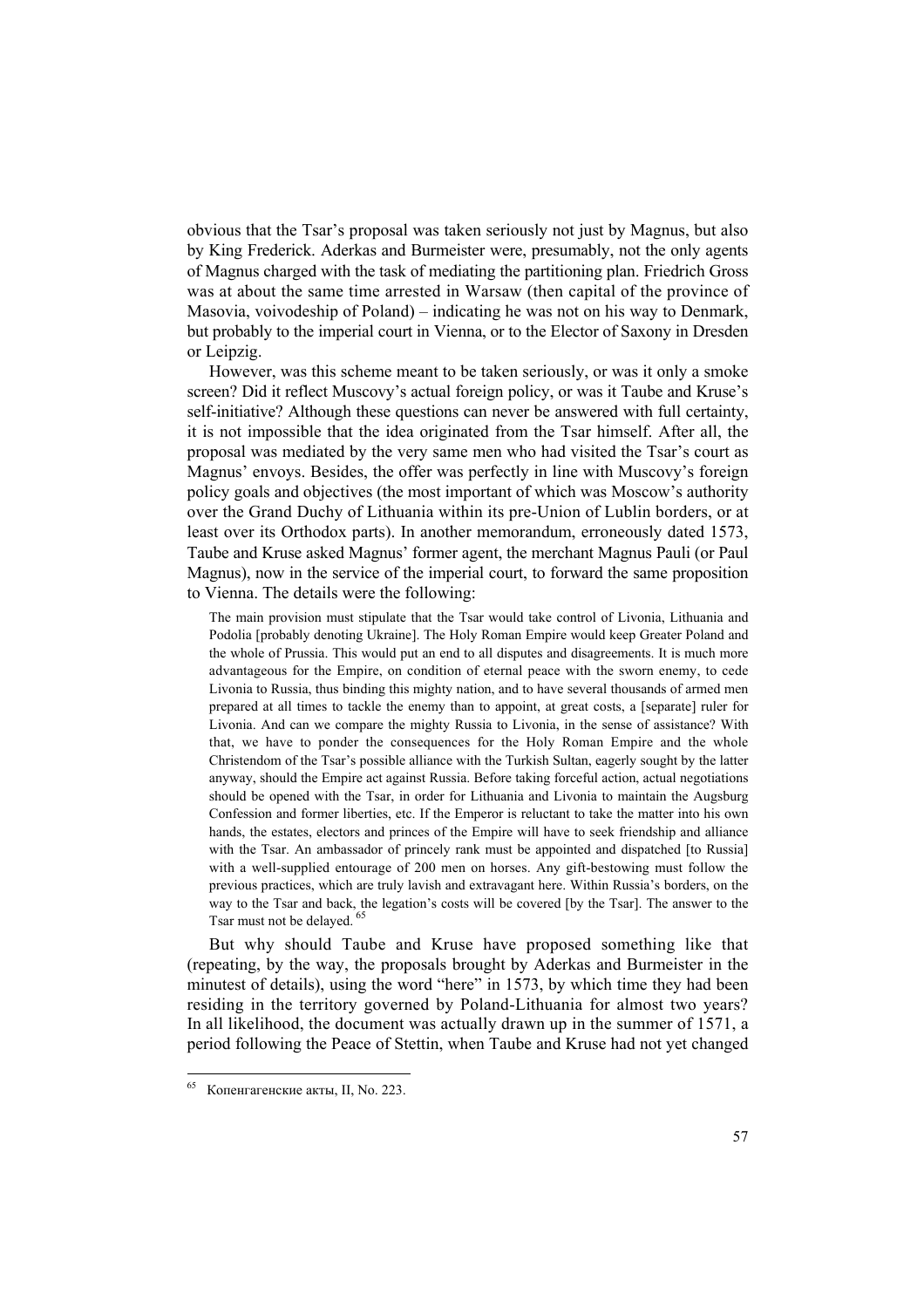obvious that the Tsar's proposal was taken seriously not just by Magnus, but also by King Frederick. Aderkas and Burmeister were, presumably, not the only agents of Magnus charged with the task of mediating the partitioning plan. Friedrich Gross was at about the same time arrested in Warsaw (then capital of the province of Masovia, voivodeship of Poland) – indicating he was not on his way to Denmark, but probably to the imperial court in Vienna, or to the Elector of Saxony in Dresden or Leipzig.

However, was this scheme meant to be taken seriously, or was it only a smoke screen? Did it reflect Muscovy's actual foreign policy, or was it Taube and Kruse's self-initiative? Although these questions can never be answered with full certainty, it is not impossible that the idea originated from the Tsar himself. After all, the proposal was mediated by the very same men who had visited the Tsar's court as Magnus' envoys. Besides, the offer was perfectly in line with Muscovy's foreign policy goals and objectives (the most important of which was Moscow's authority over the Grand Duchy of Lithuania within its pre-Union of Lublin borders, or at least over its Orthodox parts). In another memorandum, erroneously dated 1573, Taube and Kruse asked Magnus' former agent, the merchant Magnus Pauli (or Paul Magnus), now in the service of the imperial court, to forward the same proposition to Vienna. The details were the following:

> The main provision must stipulate that the Tsar would take control of Livonia, Lithuania and Podolia [probably denoting Ukraine]. The Holy Roman Empire would keep Greater Poland and the whole of Prussia. This would put an end to all disputes and disagreements. It is much more advantageous for the Empire, on condition of eternal peace with the sworn enemy, to cede Livonia to Russia, thus binding this mighty nation, and to have several thousands of armed men prepared at all times to tackle the enemy than to appoint, at great costs, a [separate] ruler for Livonia. And can we compare the mighty Russia to Livonia, in the sense of assistance? With that, we have to ponder the consequences for the Holy Roman Empire and the whole Christendom of the Tsar's possible alliance with the Turkish Sultan, eagerly sought by the latter anyway, should the Empire act against Russia. Before taking forceful action, actual negotiations should be opened with the Tsar, in order for Lithuania and Livonia to maintain the Augsburg Confession and former liberties, etc. If the Emperor is reluctant to take the matter into his own hands, the estates, electors and princes of the Empire will have to seek friendship and alliance with the Tsar. An ambassador of princely rank must be appointed and dispatched [to Russia] with a well-supplied entourage of 200 men on horses. Any gift-bestowing must follow the previous practices, which are truly lavish and extravagant here. Within Russia's borders, on the way to the Tsar and back, the legation's costs will be covered [by the Tsar]. The answer to the Tsar must not be delayed.[65]

But why should Taube and Kruse have proposed something like that (repeating, by the way, the proposals brought by Aderkas and Burmeister in the minutest of details), using the word "here" in 1573, by which time they had been residing in the territory governed by Poland-Lithuania for almost two years? In all likelihood, the document was actually drawn up in the summer of 1571, a period following the Peace of Stettin, when Taube and Kruse had not yet changed

---

[65] Копенгагенские акты, II, No. 223.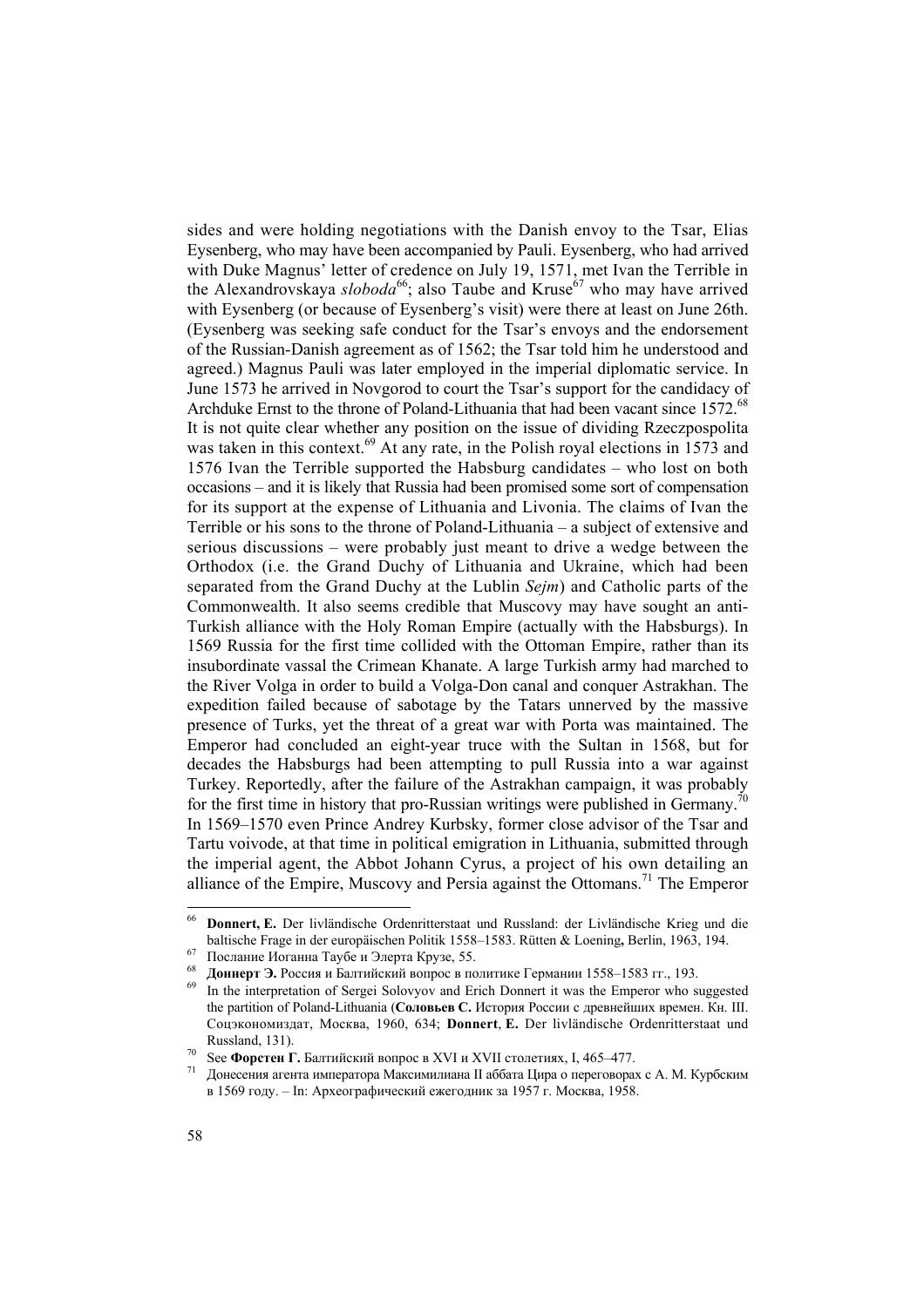sides and were holding negotiations with the Danish envoy to the Tsar, Elias Eysenberg, who may have been accompanied by Pauli. Eysenberg, who had arrived with Duke Magnus' letter of credence on July 19, 1571, met Ivan the Terrible in the Alexandrovskaya *sloboda*[66]; also Taube and Kruse[67] who may have arrived with Eysenberg (or because of Eysenberg's visit) were there at least on June 26th. (Eysenberg was seeking safe conduct for the Tsar's envoys and the endorsement of the Russian-Danish agreement as of 1562; the Tsar told him he understood and agreed.) Magnus Pauli was later employed in the imperial diplomatic service. In June 1573 he arrived in Novgorod to court the Tsar's support for the candidacy of Archduke Ernst to the throne of Poland-Lithuania that had been vacant since 1572.[68] It is not quite clear whether any position on the issue of dividing Rzeczpospolita was taken in this context.[69] At any rate, in the Polish royal elections in 1573 and 1576 Ivan the Terrible supported the Habsburg candidates – who lost on both occasions – and it is likely that Russia had been promised some sort of compensation for its support at the expense of Lithuania and Livonia. The claims of Ivan the Terrible or his sons to the throne of Poland-Lithuania – a subject of extensive and serious discussions – were probably just meant to drive a wedge between the Orthodox (i.e. the Grand Duchy of Lithuania and Ukraine, which had been separated from the Grand Duchy at the Lublin *Sejm*) and Catholic parts of the Commonwealth. It also seems credible that Muscovy may have sought an anti-Turkish alliance with the Holy Roman Empire (actually with the Habsburgs). In 1569 Russia for the first time collided with the Ottoman Empire, rather than its insubordinate vassal the Crimean Khanate. A large Turkish army had marched to the River Volga in order to build a Volga-Don canal and conquer Astrakhan. The expedition failed because of sabotage by the Tatars unnerved by the massive presence of Turks, yet the threat of a great war with Porta was maintained. The Emperor had concluded an eight-year truce with the Sultan in 1568, but for decades the Habsburgs had been attempting to pull Russia into a war against Turkey. Reportedly, after the failure of the Astrakhan campaign, it was probably for the first time in history that pro-Russian writings were published in Germany.[70] In 1569–1570 even Prince Andrey Kurbsky, former close advisor of the Tsar and Tartu voivode, at that time in political emigration in Lithuania, submitted through the imperial agent, the Abbot Johann Cyrus, a project of his own detailing an alliance of the Empire, Muscovy and Persia against the Ottomans.[71] The Emperor

---

[66] **Donnert, E.** Der livländische Ordenritterstaat und Russland: der Livländische Krieg und die baltische Frage in der europäischen Politik 1558–1583. Rütten & Loening**,** Berlin, 1963, 194.

[67] Послание Иоганна Таубе и Элерта Крузе, 55.

[68] **Доннерт Э.** Россия и Балтийский вопрос в политике Германии 1558–1583 гг., 193.

[69] In the interpretation of Sergei Solovyov and Erich Donnert it was the Emperor who suggested the partition of Poland-Lithuania (**Соловьев С.** История России с древнейших времен. Кн. III. Соцэкономиздат, Москва, 1960, 634; **Donnert**, **E.** Der livländische Ordenritterstaat und Russland, 131).

[70] See **Форстен Г.** Балтийский вопрос в XVI и XVII столетиях, I, 465–477.

[71] Донесения агента императора Максимилиана II аббата Цира о переговорах с А. М. Курбским в 1569 году. – In: Археографический ежегодник за 1957 г. Москва, 1958.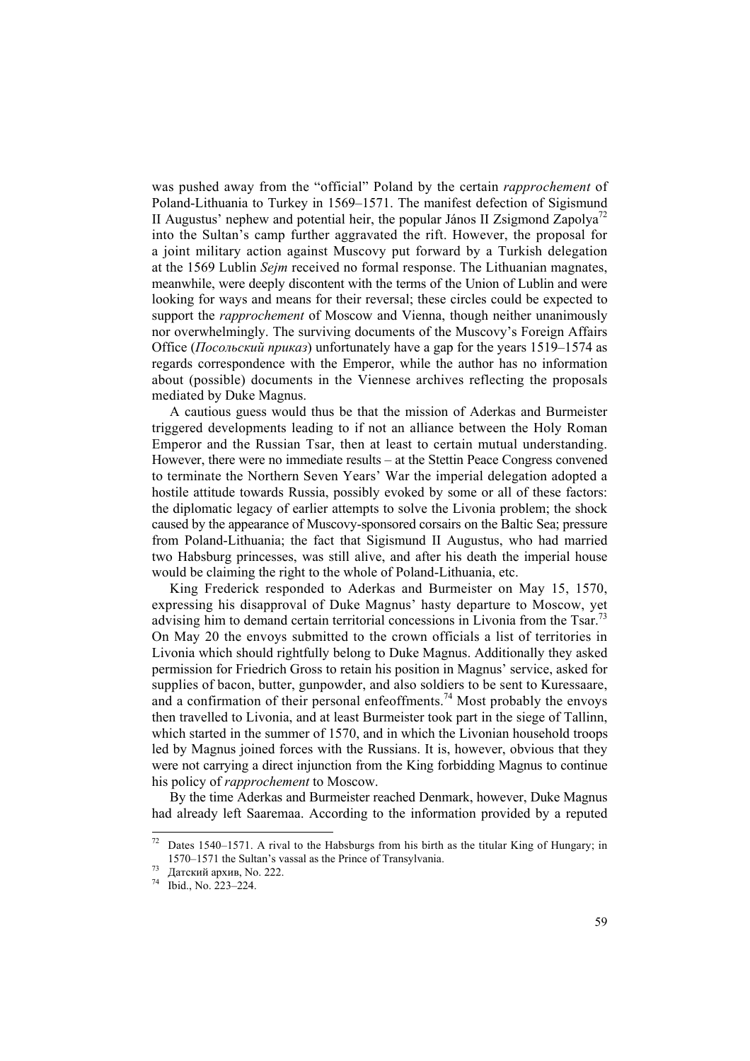was pushed away from the "official" Poland by the certain *rapprochement* of Poland-Lithuania to Turkey in 1569–1571. The manifest defection of Sigismund II Augustus' nephew and potential heir, the popular János II Zsigmond Zapolya[72] into the Sultan's camp further aggravated the rift. However, the proposal for a joint military action against Muscovy put forward by a Turkish delegation at the 1569 Lublin *Sejm* received no formal response. The Lithuanian magnates, meanwhile, were deeply discontent with the terms of the Union of Lublin and were looking for ways and means for their reversal; these circles could be expected to support the *rapprochement* of Moscow and Vienna, though neither unanimously nor overwhelmingly. The surviving documents of the Muscovy's Foreign Affairs Office (*Посольский приказ*) unfortunately have a gap for the years 1519–1574 as regards correspondence with the Emperor, while the author has no information about (possible) documents in the Viennese archives reflecting the proposals mediated by Duke Magnus.

A cautious guess would thus be that the mission of Aderkas and Burmeister triggered developments leading to if not an alliance between the Holy Roman Emperor and the Russian Tsar, then at least to certain mutual understanding. However, there were no immediate results – at the Stettin Peace Congress convened to terminate the Northern Seven Years' War the imperial delegation adopted a hostile attitude towards Russia, possibly evoked by some or all of these factors: the diplomatic legacy of earlier attempts to solve the Livonia problem; the shock caused by the appearance of Muscovy-sponsored corsairs on the Baltic Sea; pressure from Poland-Lithuania; the fact that Sigismund II Augustus, who had married two Habsburg princesses, was still alive, and after his death the imperial house would be claiming the right to the whole of Poland-Lithuania, etc.

King Frederick responded to Aderkas and Burmeister on May 15, 1570, expressing his disapproval of Duke Magnus' hasty departure to Moscow, yet advising him to demand certain territorial concessions in Livonia from the Tsar.[73] On May 20 the envoys submitted to the crown officials a list of territories in Livonia which should rightfully belong to Duke Magnus. Additionally they asked permission for Friedrich Gross to retain his position in Magnus' service, asked for supplies of bacon, butter, gunpowder, and also soldiers to be sent to Kuressaare, and a confirmation of their personal enfeoffments.[74] Most probably the envoys then travelled to Livonia, and at least Burmeister took part in the siege of Tallinn, which started in the summer of 1570, and in which the Livonian household troops led by Magnus joined forces with the Russians. It is, however, obvious that they were not carrying a direct injunction from the King forbidding Magnus to continue his policy of *rapprochement* to Moscow.

By the time Aderkas and Burmeister reached Denmark, however, Duke Magnus had already left Saaremaa. According to the information provided by a reputed

---

[72] Dates 1540–1571. A rival to the Habsburgs from his birth as the titular King of Hungary; in 1570–1571 the Sultan's vassal as the Prince of Transylvania.

[73] Датский архив, No. 222.

[74] Ibid., No. 223–224.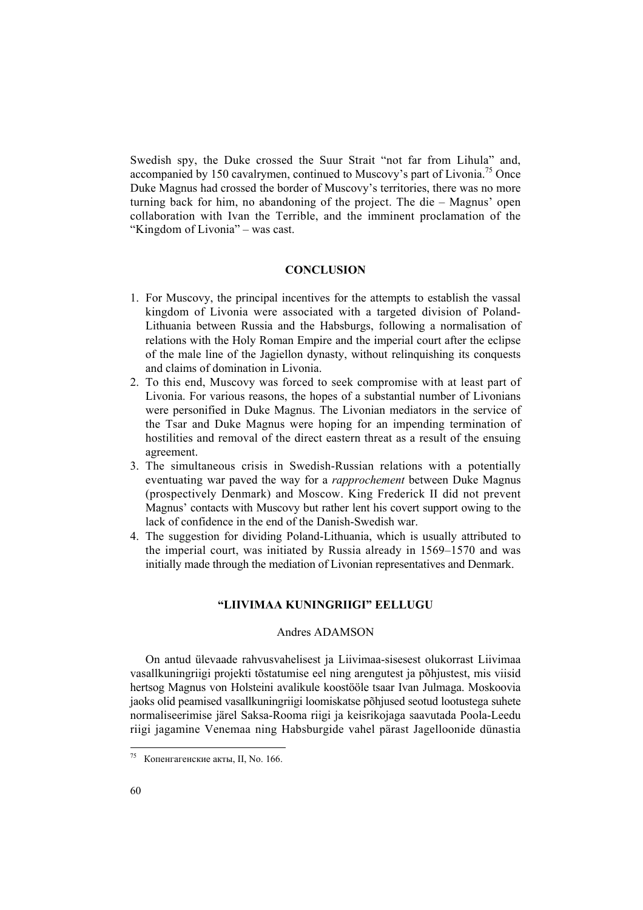Swedish spy, the Duke crossed the Suur Strait "not far from Lihula" and, accompanied by 150 cavalrymen, continued to Muscovy's part of Livonia.[75] Once Duke Magnus had crossed the border of Muscovy's territories, there was no more turning back for him, no abandoning of the project. The die – Magnus' open collaboration with Ivan the Terrible, and the imminent proclamation of the "Kingdom of Livonia" – was cast.

## CONCLUSION

1. For Muscovy, the principal incentives for the attempts to establish the vassal kingdom of Livonia were associated with a targeted division of Poland-Lithuania between Russia and the Habsburgs, following a normalisation of relations with the Holy Roman Empire and the imperial court after the eclipse of the male line of the Jagiellon dynasty, without relinquishing its conquests and claims of domination in Livonia.
2. To this end, Muscovy was forced to seek compromise with at least part of Livonia. For various reasons, the hopes of a substantial number of Livonians were personified in Duke Magnus. The Livonian mediators in the service of the Tsar and Duke Magnus were hoping for an impending termination of hostilities and removal of the direct eastern threat as a result of the ensuing agreement.
3. The simultaneous crisis in Swedish-Russian relations with a potentially eventuating war paved the way for a *rapprochement* between Duke Magnus (prospectively Denmark) and Moscow. King Frederick II did not prevent Magnus' contacts with Muscovy but rather lent his covert support owing to the lack of confidence in the end of the Danish-Swedish war.
4. The suggestion for dividing Poland-Lithuania, which is usually attributed to the imperial court, was initiated by Russia already in 1569–1570 and was initially made through the mediation of Livonian representatives and Denmark.

## "LIIVIMAA KUNINGRIIGI" EELLUGU

Andres ADAMSON

On antud ülevaade rahvusvahelisest ja Liivimaa-sisesest olukorrast Liivimaa vasallkuningriigi projekti tõstatumise eel ning arengutest ja põhjustest, mis viisid hertsog Magnus von Holsteini avalikule koostööle tsaar Ivan Julmaga. Moskoovia jaoks olid peamised vasallkuningriigi loomiskatse põhjused seotud lootustega suhete normaliseerimise järel Saksa-Rooma riigi ja keisrikojaga saavutada Poola-Leedu riigi jagamine Venemaa ning Habsburgide vahel pärast Jagelloonide dünastia

---

[75] Копенгагенские акты, II, No. 166.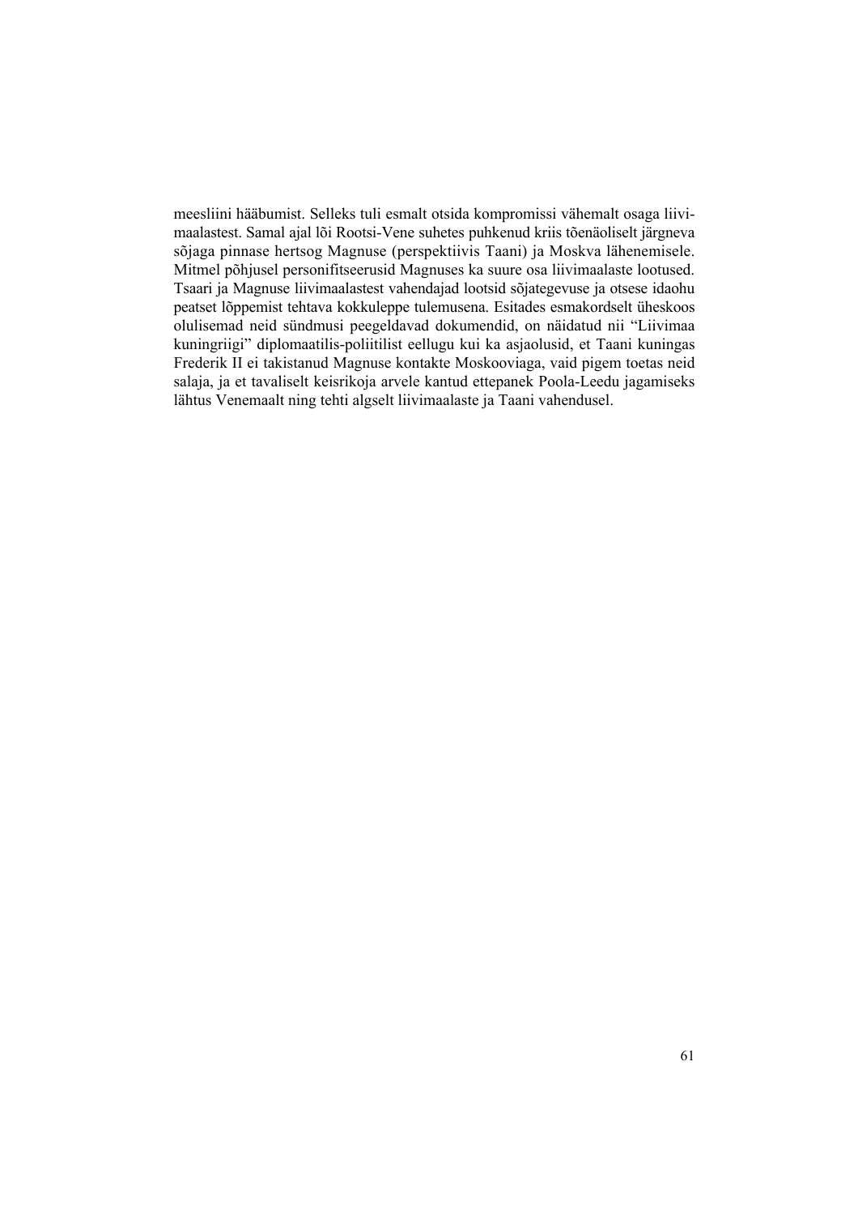meesliini hääbumist. Selleks tuli esmalt otsida kompromissi vähemalt osaga liivimaalastest. Samal ajal lõi Rootsi-Vene suhetes puhkenud kriis tõenäoliselt järgneva sõjaga pinnase hertsog Magnuse (perspektiivis Taani) ja Moskva lähenemisele. Mitmel põhjusel personifitseerusid Magnuses ka suure osa liivimaalaste lootused. Tsaari ja Magnuse liivimaalastest vahendajad lootsid sõjategevuse ja otsese idaohu peatset lõppemist tehtava kokkuleppe tulemusena. Esitades esmakordselt üheskoos olulisemad neid sündmusi peegeldavad dokumendid, on näidatud nii "Liivimaa kuningriigi" diplomaatilis-poliitilist eellugu kui ka asjaolusid, et Taani kuningas Frederik II ei takistanud Magnuse kontakte Moskooviaga, vaid pigem toetas neid salaja, ja et tavaliselt keisrikoja arvele kantud ettepanek Poola-Leedu jagamiseks lähtus Venemaalt ning tehti algselt liivimaalaste ja Taani vahendusel.